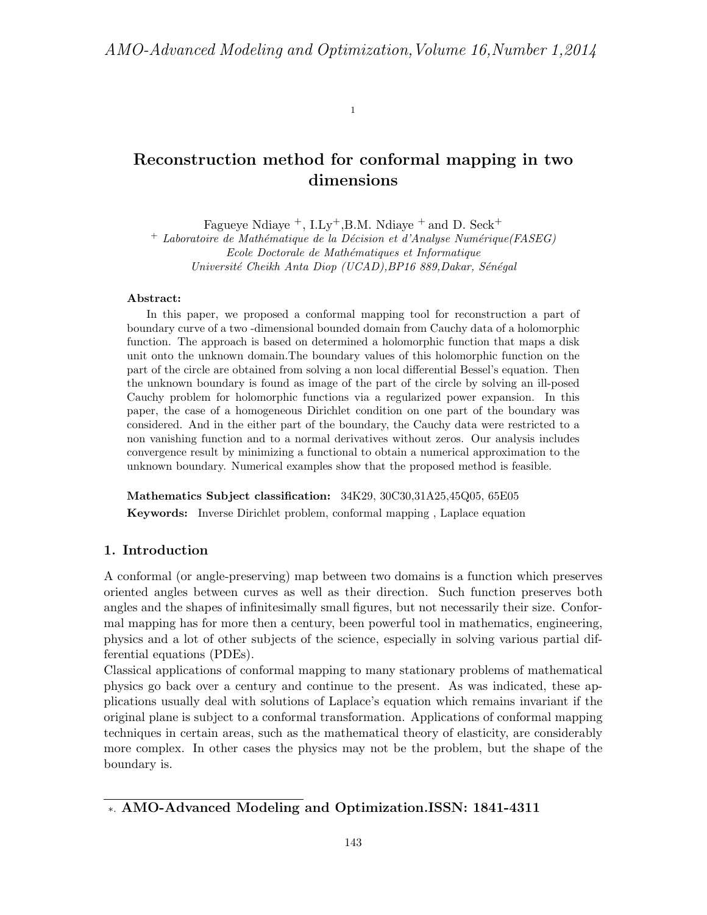# Reconstruction method for conformal mapping in two dimensions

Fagueye Ndiaye [+], I.Ly[+], B.M. Ndiaye [+] and D. Seck[+]

[+] *Laboratoire de Mathématique de la Décision et d'Analyse Numérique(FASEG)*
*Ecole Doctorale de Mathématiques et Informatique*
*Université Cheikh Anta Diop (UCAD),BP16 889,Dakar, Sénégal*

**Abstract:**

In this paper, we proposed a conformal mapping tool for reconstruction a part of boundary curve of a two -dimensional bounded domain from Cauchy data of a holomorphic function. The approach is based on determined a holomorphic function that maps a disk unit onto the unknown domain.The boundary values of this holomorphic function on the part of the circle are obtained from solving a non local differential Bessel's equation. Then the unknown boundary is found as image of the part of the circle by solving an ill-posed Cauchy problem for holomorphic functions via a regularized power expansion. In this paper, the case of a homogeneous Dirichlet condition on one part of the boundary was considered. And in the either part of the boundary, the Cauchy data were restricted to a non vanishing function and to a normal derivatives without zeros. Our analysis includes convergence result by minimizing a functional to obtain a numerical approximation to the unknown boundary. Numerical examples show that the proposed method is feasible.

**Mathematics Subject classification:** 34K29, 30C30,31A25,45Q05, 65E05

**Keywords:** Inverse Dirichlet problem, conformal mapping , Laplace equation

## 1. Introduction

A conformal (or angle-preserving) map between two domains is a function which preserves oriented angles between curves as well as their direction. Such function preserves both angles and the shapes of infinitesimally small figures, but not necessarily their size. Conformal mapping has for more then a century, been powerful tool in mathematics, engineering, physics and a lot of other subjects of the science, especially in solving various partial differential equations (PDEs).

Classical applications of conformal mapping to many stationary problems of mathematical physics go back over a century and continue to the present. As was indicated, these applications usually deal with solutions of Laplace's equation which remains invariant if the original plane is subject to a conformal transformation. Applications of conformal mapping techniques in certain areas, such as the mathematical theory of elasticity, are considerably more complex. In other cases the physics may not be the problem, but the shape of the boundary is.

*. **AMO-Advanced Modeling and Optimization.ISSN: 1841-4311**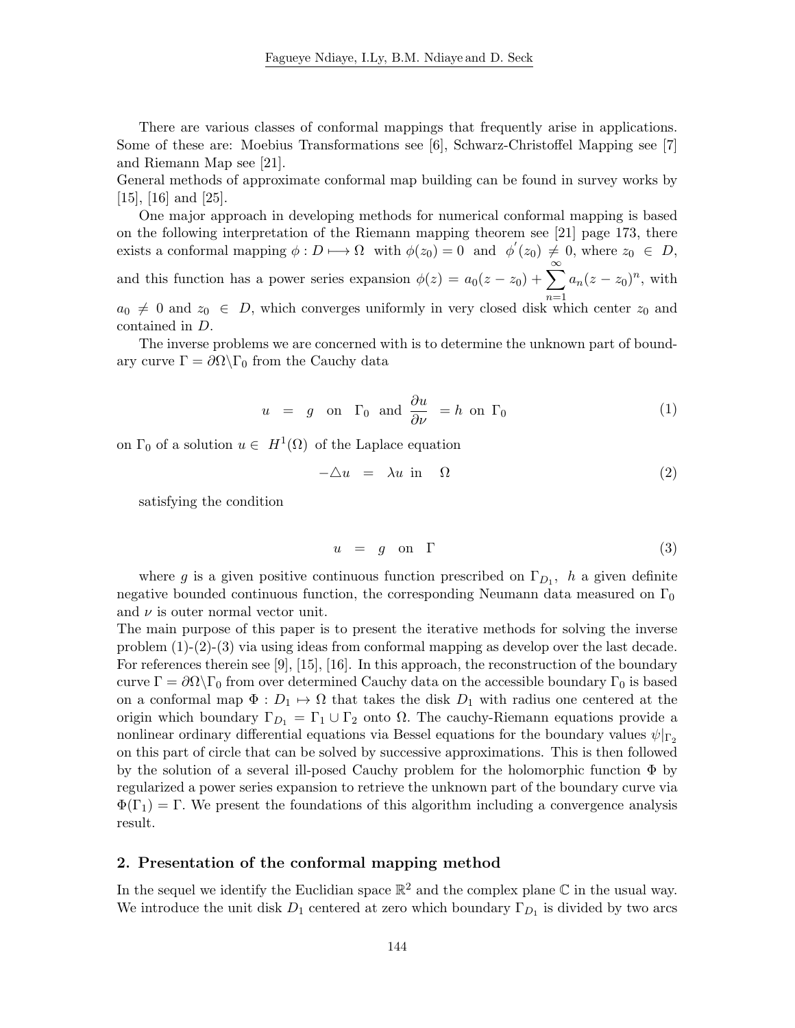There are various classes of conformal mappings that frequently arise in applications. Some of these are: Moebius Transformations see [6], Schwarz-Christoffel Mapping see [7] and Riemann Map see [21].
General methods of approximate conformal map building can be found in survey works by [15], [16] and [25].

One major approach in developing methods for numerical conformal mapping is based on the following interpretation of the Riemann mapping theorem see [21] page 173, there exists a conformal mapping $\phi : D \longmapsto \Omega$ with $\phi(z_0) = 0$ and $\phi^{'}(z_0) \neq 0$, where $z_0 \in D$, and this function has a power series expansion $\phi(z) = a_0(z - z_0) + \sum_{n=1}^{\infty} a_n(z - z_0)^n$, with $a_0 \neq 0$ and $z_0 \in D$, which converges uniformly in very closed disk which center $z_0$ and contained in $D$.

The inverse problems we are concerned with is to determine the unknown part of boundary curve $\Gamma = \partial\Omega \backslash \Gamma_0$ from the Cauchy data

$$u = g \quad \text{on} \quad \Gamma_0 \quad \text{and} \quad \frac{\partial u}{\partial \nu} = h \ \text{on} \ \Gamma_0 \tag{1}$$

on $\Gamma_0$ of a solution $u \in H^1(\Omega)$ of the Laplace equation

$$-\triangle u = \lambda u \ \text{in} \quad \Omega \tag{2}$$

satisfying the condition

$$u = g \quad \text{on} \quad \Gamma \tag{3}$$

where $g$ is a given positive continuous function prescribed on $\Gamma_{D_1}$, $h$ a given definite negative bounded continuous function, the corresponding Neumann data measured on $\Gamma_0$ and $\nu$ is outer normal vector unit.
The main purpose of this paper is to present the iterative methods for solving the inverse problem (1)-(2)-(3) via using ideas from conformal mapping as develop over the last decade. For references therein see [9], [15], [16]. In this approach, the reconstruction of the boundary curve $\Gamma = \partial\Omega \backslash \Gamma_0$ from over determined Cauchy data on the accessible boundary $\Gamma_0$ is based on a conformal map $\Phi : D_1 \mapsto \Omega$ that takes the disk $D_1$ with radius one centered at the origin which boundary $\Gamma_{D_1} = \Gamma_1 \cup \Gamma_2$ onto $\Omega$. The cauchy-Riemann equations provide a nonlinear ordinary differential equations via Bessel equations for the boundary values $\psi|_{\Gamma_2}$ on this part of circle that can be solved by successive approximations. This is then followed by the solution of a several ill-posed Cauchy problem for the holomorphic function $\Phi$ by regularized a power series expansion to retrieve the unknown part of the boundary curve via $\Phi(\Gamma_1) = \Gamma$. We present the foundations of this algorithm including a convergence analysis result.

## 2. Presentation of the conformal mapping method

In the sequel we identify the Euclidian space $\mathbb{R}^2$ and the complex plane $\mathbb{C}$ in the usual way. We introduce the unit disk $D_1$ centered at zero which boundary $\Gamma_{D_1}$ is divided by two arcs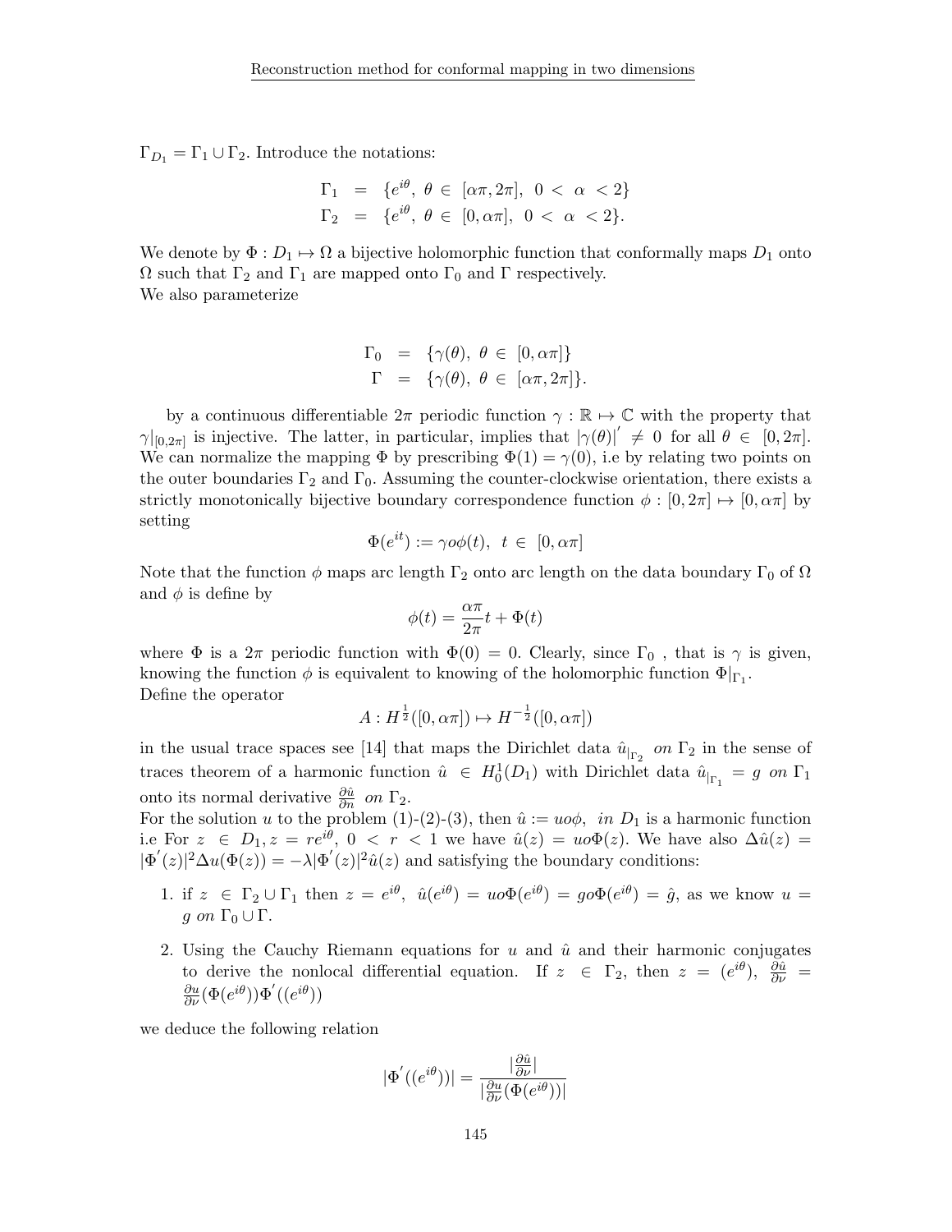$\Gamma_{D_1} = \Gamma_1 \cup \Gamma_2$. Introduce the notations:

$$
\begin{aligned}
\Gamma_1 &= \{e^{i\theta},\ \theta \in [\alpha\pi, 2\pi],\ 0 < \alpha < 2\} \\
\Gamma_2 &= \{e^{i\theta},\ \theta \in [0, \alpha\pi],\ 0 < \alpha < 2\}.
\end{aligned}
$$

We denote by $\Phi : D_1 \mapsto \Omega$ a bijective holomorphic function that conformally maps $D_1$ onto $\Omega$ such that $\Gamma_2$ and $\Gamma_1$ are mapped onto $\Gamma_0$ and $\Gamma$ respectively.
We also parameterize

$$
\begin{aligned}
\Gamma_0 &= \{\gamma(\theta),\ \theta \in [0, \alpha\pi]\} \\
\Gamma &= \{\gamma(\theta),\ \theta \in [\alpha\pi, 2\pi]\}.
\end{aligned}
$$

by a continuous differentiable $2\pi$ periodic function $\gamma : \mathbb{R} \mapsto \mathbb{C}$ with the property that $\gamma|_{[0,2\pi]}$ is injective. The latter, in particular, implies that $|\gamma(\theta)|' \neq 0$ for all $\theta \in [0, 2\pi]$. We can normalize the mapping $\Phi$ by prescribing $\Phi(1) = \gamma(0)$, i.e by relating two points on the outer boundaries $\Gamma_2$ and $\Gamma_0$. Assuming the counter-clockwise orientation, there exists a strictly monotonically bijective boundary correspondence function $\phi : [0, 2\pi] \mapsto [0, \alpha\pi]$ by setting

$$
\Phi(e^{it}) := \gamma o \phi(t),\ \ t \in [0, \alpha\pi]
$$

Note that the function $\phi$ maps arc length $\Gamma_2$ onto arc length on the data boundary $\Gamma_0$ of $\Omega$ and $\phi$ is define by

$$
\phi(t) = \frac{\alpha\pi}{2\pi} t + \Phi(t)
$$

where $\Phi$ is a $2\pi$ periodic function with $\Phi(0) = 0$. Clearly, since $\Gamma_0$ , that is $\gamma$ is given, knowing the function $\phi$ is equivalent to knowing of the holomorphic function $\Phi|_{\Gamma_1}$.
Define the operator

$$
A : H^{\frac{1}{2}}([0, \alpha\pi]) \mapsto H^{-\frac{1}{2}}([0, \alpha\pi])
$$

in the usual trace spaces see [14] that maps the Dirichlet data $\hat{u}_{|_{\Gamma_2}}$ *on* $\Gamma_2$ in the sense of traces theorem of a harmonic function $\hat{u} \in H_0^1(D_1)$ with Dirichlet data $\hat{u}_{|_{\Gamma_1}} = g$ *on* $\Gamma_1$ onto its normal derivative $\frac{\partial \hat{u}}{\partial n}$ *on* $\Gamma_2$.
For the solution $u$ to the problem (1)-(2)-(3), then $\hat{u} := u o \phi$, *in* $D_1$ is a harmonic function i.e For $z \in D_1, z = re^{i\theta},\ 0 < r < 1$ we have $\hat{u}(z) = u o \Phi(z)$. We have also $\Delta \hat{u}(z) = |\Phi'(z)|^2 \Delta u(\Phi(z)) = -\lambda |\Phi'(z)|^2 \hat{u}(z)$ and satisfying the boundary conditions:

1. if $z \in \Gamma_2 \cup \Gamma_1$ then $z = e^{i\theta},\ \hat{u}(e^{i\theta}) = u o \Phi(e^{i\theta}) = g o \Phi(e^{i\theta}) = \hat{g}$, as we know $u = g$ *on* $\Gamma_0 \cup \Gamma$.
2. Using the Cauchy Riemann equations for $u$ and $\hat{u}$ and their harmonic conjugates to derive the nonlocal differential equation. If $z \in \Gamma_2$, then $z = (e^{i\theta}),\ \frac{\partial \hat{u}}{\partial \nu} = \frac{\partial u}{\partial \nu}(\Phi(e^{i\theta}))\Phi'((e^{i\theta}))$

we deduce the following relation

$$
|\Phi'((e^{i\theta}))| = \frac{|\frac{\partial \hat{u}}{\partial \nu}|}{|\frac{\partial u}{\partial \nu}(\Phi(e^{i\theta}))|}
$$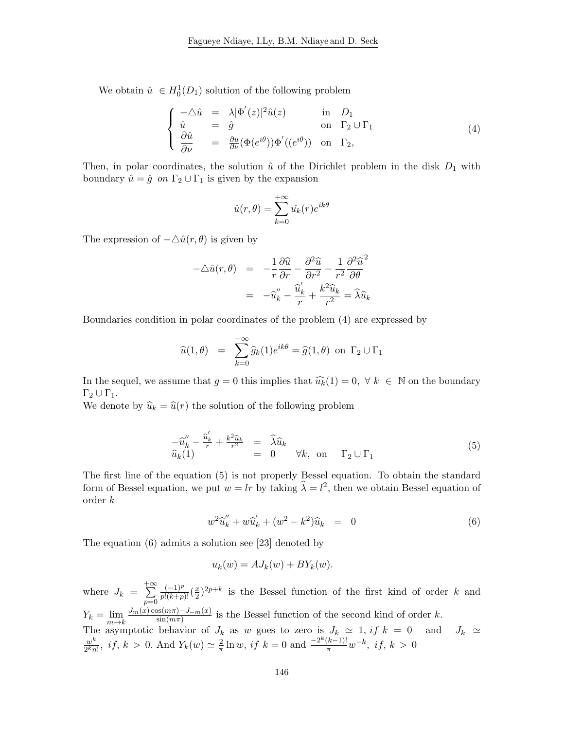We obtain $\hat{u} \in H_0^1(D_1)$ solution of the following problem

$$
\left\{
\begin{array}{lcll}
-\triangle \hat{u} & = & \lambda |\Phi^{'}(z)|^2 \hat{u}(z) & \text{in} \quad D_1 \\
\hat{u} & = & \hat{g} & \text{on} \quad \Gamma_2 \cup \Gamma_1 \\
\dfrac{\partial \hat{u}}{\partial \nu} & = & \frac{\partial u}{\partial \nu}(\Phi(e^{i\theta}))\Phi^{'}((e^{i\theta})) & \text{on} \quad \Gamma_2,
\end{array}
\right.
\tag{4}
$$

Then, in polar coordinates, the solution $\hat{u}$ of the Dirichlet problem in the disk $D_1$ with boundary $\hat{u} = \hat{g}$ *on* $\Gamma_2 \cup \Gamma_1$ is given by the expansion

$$
\hat{u}(r,\theta) = \sum_{k=0}^{+\infty} \hat{u_k}(r) e^{ik\theta}
$$

The expression of $-\triangle \hat{u}(r,\theta)$ is given by

$$
\begin{array}{rcl}
-\triangle \hat{u}(r,\theta) & = & -\dfrac{1}{r}\dfrac{\partial \widehat{u}}{\partial r} - \dfrac{\partial^2 \widehat{u}}{\partial r^2} - \dfrac{1}{r^2}\dfrac{\partial^2 \widehat{u}}{\partial \theta}^2 \\
& = & -\widehat{u}_k^{''} - \dfrac{\widehat{u}_k^{'}}{r} + \dfrac{k^2 \widehat{u}_k}{r^2} = \widehat{\lambda} \widehat{u}_k
\end{array}
$$

Boundaries condition in polar coordinates of the problem (4) are expressed by

$$
\widehat{u}(1,\theta) \;\; = \;\; \sum_{k=0}^{+\infty} \widehat{g}_k(1) e^{ik\theta} = \widehat{g}(1,\theta) \;\text{ on }\; \Gamma_2 \cup \Gamma_1
$$

In the sequel, we assume that $g = 0$ this implies that $\widehat{u_k}(1) = 0, \; \forall \; k \; \in \; \mathbb{N}$ on the boundary $\Gamma_2 \cup \Gamma_1$.
We denote by $\widehat{u}_k = \widehat{u}(r)$ the solution of the following problem

$$
\begin{array}{rcl}
-\widehat{u}_k^{''} - \frac{\widehat{u}_k^{'}}{r} + \frac{k^2 \widehat{u}_k}{r^2} & = & \widehat{\lambda} \widehat{u}_k \\
\widehat{u}_k(1) & = & 0 \qquad \forall k, \;\text{on} \quad \Gamma_2 \cup \Gamma_1
\end{array}
\tag{5}
$$

The first line of the equation (5) is not properly Bessel equation. To obtain the standard form of Bessel equation, we put $w = lr$ by taking $\widehat{\lambda} = l^2$, then we obtain Bessel equation of order $k$

$$
w^2 \widehat{u}_k^{''} + w \widehat{u}_k^{'} + (w^2 - k^2)\widehat{u}_k \;\; = \;\; 0
\tag{6}
$$

The equation (6) admits a solution see [23] denoted by

$$
u_k(w) = A J_k(w) + B Y_k(w).
$$

where $J_k = \sum\limits_{p=0}^{+\infty} \frac{(-1)^p}{p!(k+p)!}(\frac{x}{2})^{2p+k}$ is the Bessel function of the first kind of order $k$ and $Y_k = \lim\limits_{m \to k} \frac{J_m(x)\cos(m\pi) - J_{-m}(x)}{\sin(m\pi)}$ is the Bessel function of the second kind of order $k$.
The asymptotic behavior of $J_k$ as $w$ goes to zero is $J_k \simeq 1, \, if \; k = 0$ and $J_k \simeq \frac{w^k}{2^k n!}, \; if, \; k > 0$. And $Y_k(w) \simeq \frac{2}{\pi} \ln w, \; if \; k = 0$ and $\frac{-2^k (k-1)!}{\pi} w^{-k}, \; if, \; k > 0$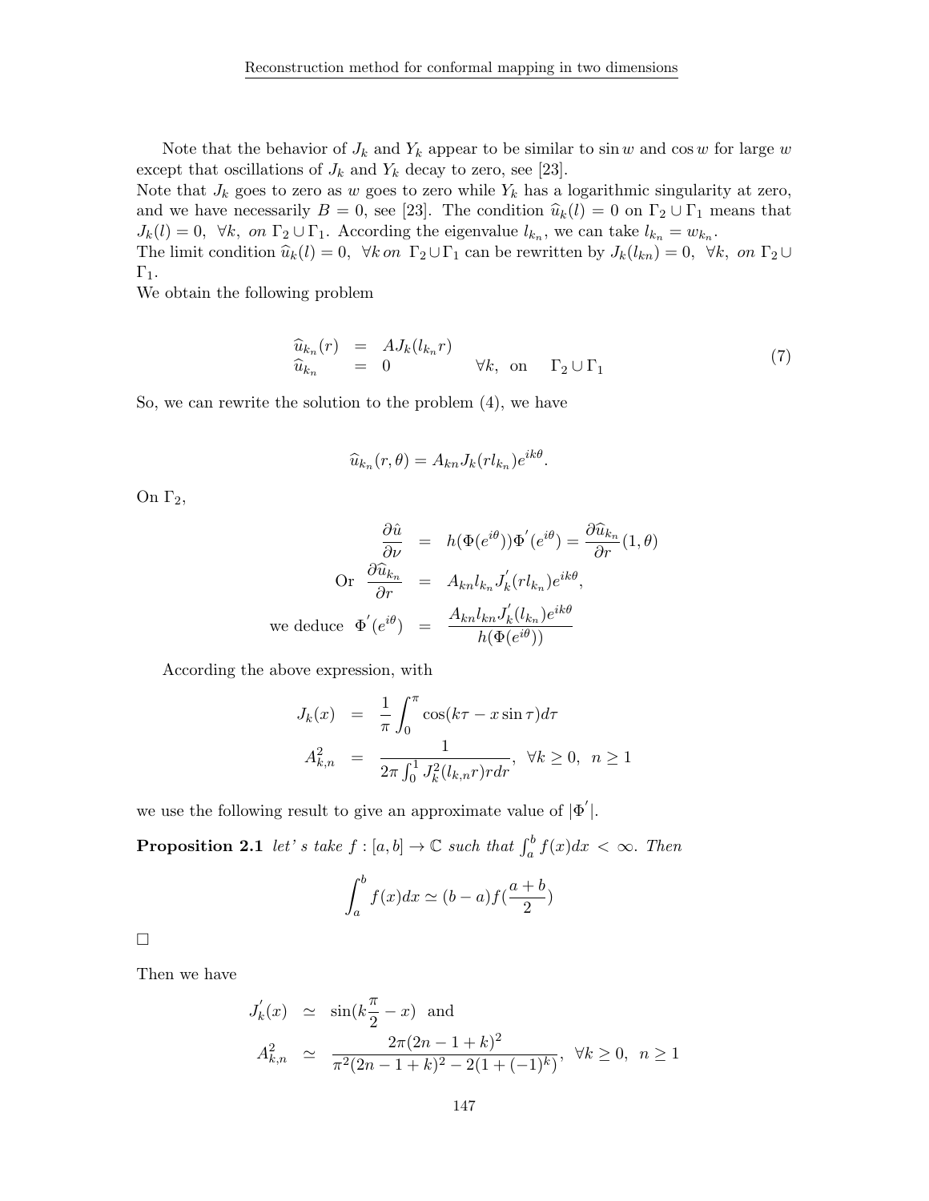Note that the behavior of $J_k$ and $Y_k$ appear to be similar to $\sin w$ and $\cos w$ for large $w$ except that oscillations of $J_k$ and $Y_k$ decay to zero, see [23].
Note that $J_k$ goes to zero as $w$ goes to zero while $Y_k$ has a logarithmic singularity at zero, and we have necessarily $B = 0$, see [23]. The condition $\widehat{u}_k(l) = 0$ on $\Gamma_2 \cup \Gamma_1$ means that $J_k(l) = 0,\ \forall k,\ on\ \Gamma_2 \cup \Gamma_1$. According the eigenvalue $l_{k_n}$, we can take $l_{k_n} = w_{k_n}$.
The limit condition $\widehat{u}_k(l) = 0,\ \forall k\, on\ \Gamma_2 \cup \Gamma_1$ can be rewritten by $J_k(l_{kn}) = 0,\ \forall k,\ on\ \Gamma_2 \cup \Gamma_1$.
We obtain the following problem

$$
\begin{array}{rcll}
\widehat{u}_{k_n}(r) & = & AJ_k(l_{k_n} r) & \\
\widehat{u}_{k_n} & = & 0 & \forall k, \text{ on } \quad \Gamma_2 \cup \Gamma_1
\end{array}
\tag{7}
$$

So, we can rewrite the solution to the problem (4), we have

$$
\widehat{u}_{k_n}(r, \theta) = A_{kn} J_k(r l_{k_n}) e^{ik\theta}.
$$

On $\Gamma_2$,

$$
\begin{array}{rcl}
\dfrac{\partial \hat{u}}{\partial \nu} & = & h(\Phi(e^{i\theta}))\Phi'(e^{i\theta}) = \dfrac{\partial \widehat{u}_{k_n}}{\partial r}(1, \theta) \\
\text{Or } \dfrac{\partial \widehat{u}_{k_n}}{\partial r} & = & A_{kn} l_{k_n} J_k'(r l_{k_n}) e^{ik\theta}, \\
\text{we deduce } \Phi'(e^{i\theta}) & = & \dfrac{A_{kn} l_{kn} J_k'(l_{k_n}) e^{ik\theta}}{h(\Phi(e^{i\theta}))}
\end{array}
$$

According the above expression, with

$$
\begin{array}{rcl}
J_k(x) & = & \dfrac{1}{\pi} \displaystyle\int_0^{\pi} \cos(k\tau - x \sin \tau) d\tau \\
A_{k,n}^2 & = & \dfrac{1}{2\pi \int_0^1 J_k^2(l_{k,n} r) r dr}, \ \ \forall k \geq 0, \ \ n \geq 1
\end{array}
$$

we use the following result to give an approximate value of $|\Phi'|$.

**Proposition 2.1** *let' s take $f : [a, b] \to \mathbb{C}$ such that $\int_a^b f(x)dx < \infty$. Then*

$$
\int_a^b f(x)dx \simeq (b - a) f(\frac{a + b}{2})
$$

□

Then we have

$$
\begin{array}{rcl}
J_k'(x) & \simeq & \sin(k\dfrac{\pi}{2} - x) \ \text{ and} \\
A_{k,n}^2 & \simeq & \dfrac{2\pi(2n - 1 + k)^2}{\pi^2(2n - 1 + k)^2 - 2(1 + (-1)^k)}, \ \ \forall k \geq 0, \ \ n \geq 1
\end{array}
$$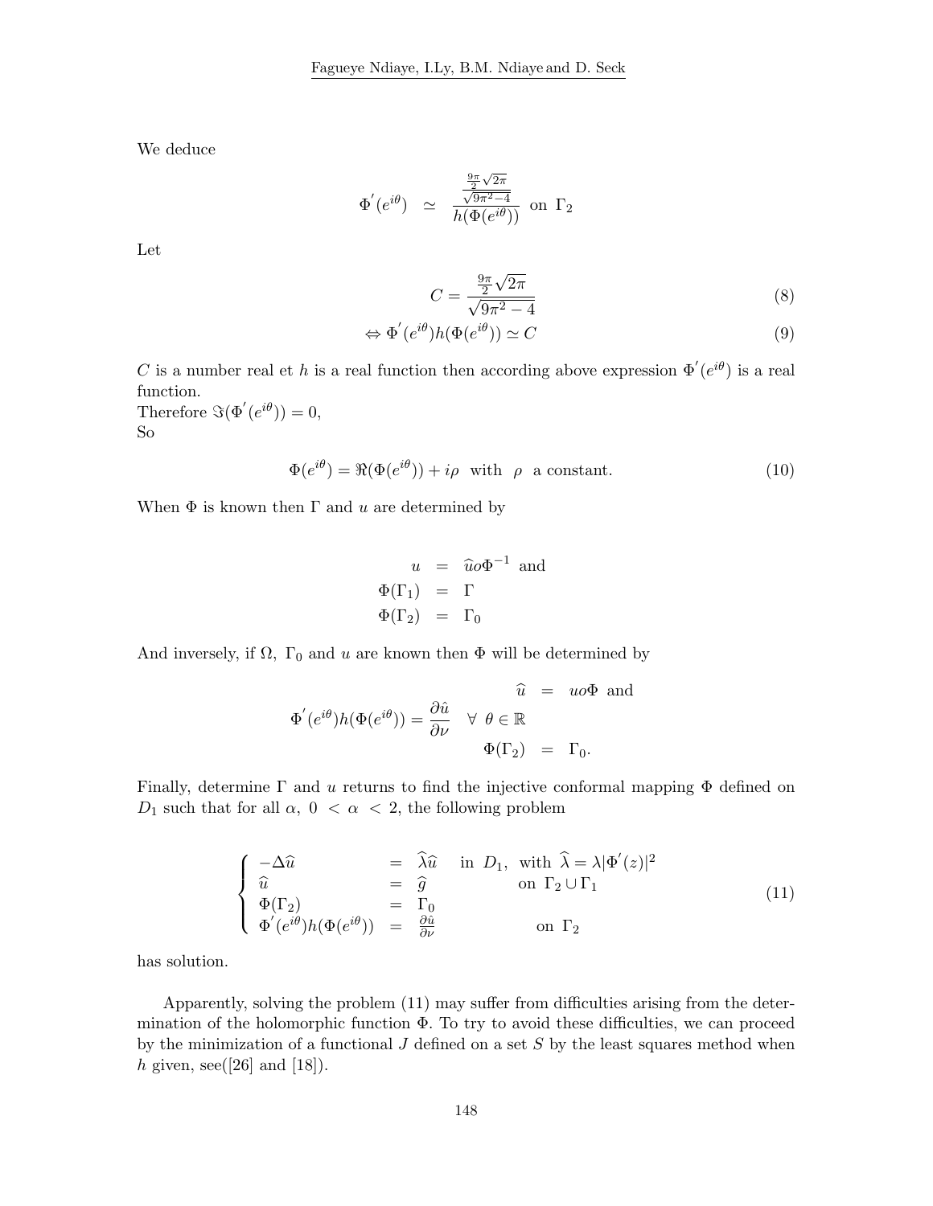We deduce

$$\Phi^{'}(e^{i\theta}) \simeq \frac{\frac{\frac{9\pi}{2}\sqrt{2\pi}}{\sqrt{9\pi^2-4}}}{h(\Phi(e^{i\theta}))} \text{ on } \Gamma_2$$

Let

$$C = \frac{\frac{9\pi}{2}\sqrt{2\pi}}{\sqrt{9\pi^2-4}} \tag{8}$$

$$\Leftrightarrow \Phi^{'}(e^{i\theta})h(\Phi(e^{i\theta})) \simeq C \tag{9}$$

$C$ is a number real et $h$ is a real function then according above expression $\Phi^{'}(e^{i\theta})$ is a real function.
Therefore $\Im(\Phi^{'}(e^{i\theta})) = 0$,
So

$$\Phi(e^{i\theta}) = \Re(\Phi(e^{i\theta})) + i\rho \text{ with } \rho \text{ a constant.} \tag{10}$$

When $\Phi$ is known then $\Gamma$ and $u$ are determined by

$$\begin{aligned} u &= \widehat{u}o\Phi^{-1} \text{ and} \\ \Phi(\Gamma_1) &= \Gamma \\ \Phi(\Gamma_2) &= \Gamma_0 \end{aligned}$$

And inversely, if $\Omega,\ \Gamma_0$ and $u$ are known then $\Phi$ will be determined by

$$\begin{aligned} \widehat{u} &= uo\Phi \text{ and} \\ \Phi^{'}(e^{i\theta})h(\Phi(e^{i\theta})) = \frac{\partial \hat{u}}{\partial \nu} & \quad \forall\ \theta \in \mathbb{R} \\ \Phi(\Gamma_2) &= \Gamma_0. \end{aligned}$$

Finally, determine $\Gamma$ and $u$ returns to find the injective conformal mapping $\Phi$ defined on $D_1$ such that for all $\alpha,\ 0 < \alpha < 2$, the following problem

$$\left\{ \begin{array}{lcll} -\Delta\widehat{u} & = & \widehat{\lambda}\widehat{u} & \text{in } D_1, \text{ with } \widehat{\lambda} = \lambda|\Phi^{'}(z)|^2 \\ \widehat{u} & = & \widehat{g} & \text{on } \Gamma_2 \cup \Gamma_1 \\ \Phi(\Gamma_2) & = & \Gamma_0 & \\ \Phi^{'}(e^{i\theta})h(\Phi(e^{i\theta})) & = & \frac{\partial \hat{u}}{\partial \nu} & \text{on } \Gamma_2 \end{array} \right. \tag{11}$$

has solution.

Apparently, solving the problem (11) may suffer from difficulties arising from the determination of the holomorphic function $\Phi$. To try to avoid these difficulties, we can proceed by the minimization of a functional $J$ defined on a set $S$ by the least squares method when $h$ given, see([26] and [18]).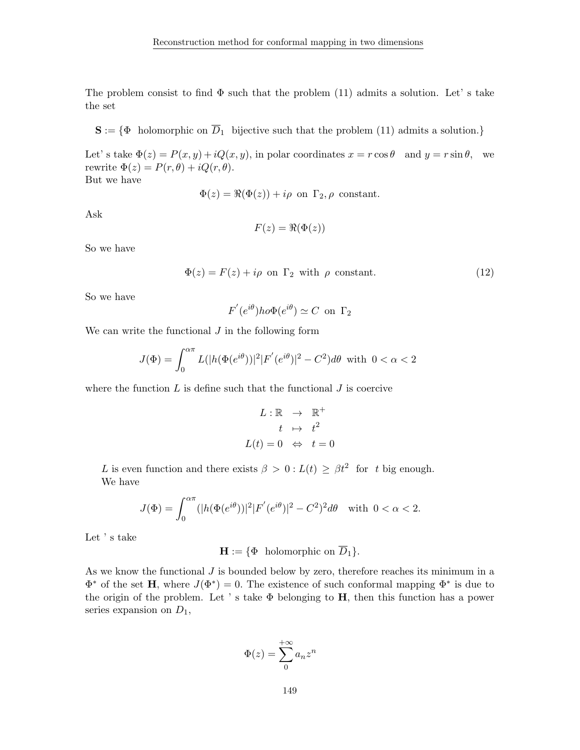The problem consist to find $\Phi$ such that the problem (11) admits a solution. Let' s take the set

$$\mathbf{S} := \{\Phi \text{ holomorphic on } \overline{D}_1 \text{ bijective such that the problem (11) admits a solution.}\}$$

Let' s take $\Phi(z) = P(x,y) + iQ(x,y)$, in polar coordinates $x = r\cos\theta$ and $y = r\sin\theta$, we rewrite $\Phi(z) = P(r,\theta) + iQ(r,\theta)$.
But we have

$$\Phi(z) = \Re(\Phi(z)) + i\rho \text{ on } \Gamma_2, \rho \text{ constant.}$$

Ask

$$F(z) = \Re(\Phi(z))$$

So we have

$$\Phi(z) = F(z) + i\rho \text{ on } \Gamma_2 \text{ with } \rho \text{ constant.} \tag{12}$$

So we have

$$F^{'}(e^{i\theta})ho\Phi(e^{i\theta}) \simeq C \text{ on } \Gamma_2$$

We can write the functional $J$ in the following form

$$J(\Phi) = \int_0^{\alpha\pi} L(|h(\Phi(e^{i\theta}))|^2|F^{'}(e^{i\theta})|^2 - C^2)d\theta \text{ with } 0 < \alpha < 2$$

where the function $L$ is define such that the functional $J$ is coercive

$$\begin{aligned} L : \mathbb{R} &\rightarrow \mathbb{R}^+ \\ t &\mapsto t^2 \\ L(t) = 0 &\Leftrightarrow t = 0 \end{aligned}$$

$L$ is even function and there exists $\beta > 0 : L(t) \geq \beta t^2$ for $t$ big enough.
We have

$$J(\Phi) = \int_0^{\alpha\pi} (|h(\Phi(e^{i\theta}))|^2|F^{'}(e^{i\theta})|^2 - C^2)^2 d\theta \quad \text{with } 0 < \alpha < 2.$$

Let ' s take

$$\mathbf{H} := \{\Phi \text{ holomorphic on } \overline{D}_1\}.$$

As we know the functional $J$ is bounded below by zero, therefore reaches its minimum in a $\Phi^*$ of the set $\mathbf{H}$, where $J(\Phi^*) = 0$. The existence of such conformal mapping $\Phi^*$ is due to the origin of the problem. Let ' s take $\Phi$ belonging to $\mathbf{H}$, then this function has a power series expansion on $D_1$,

$$\Phi(z) = \sum_0^{+\infty} a_n z^n$$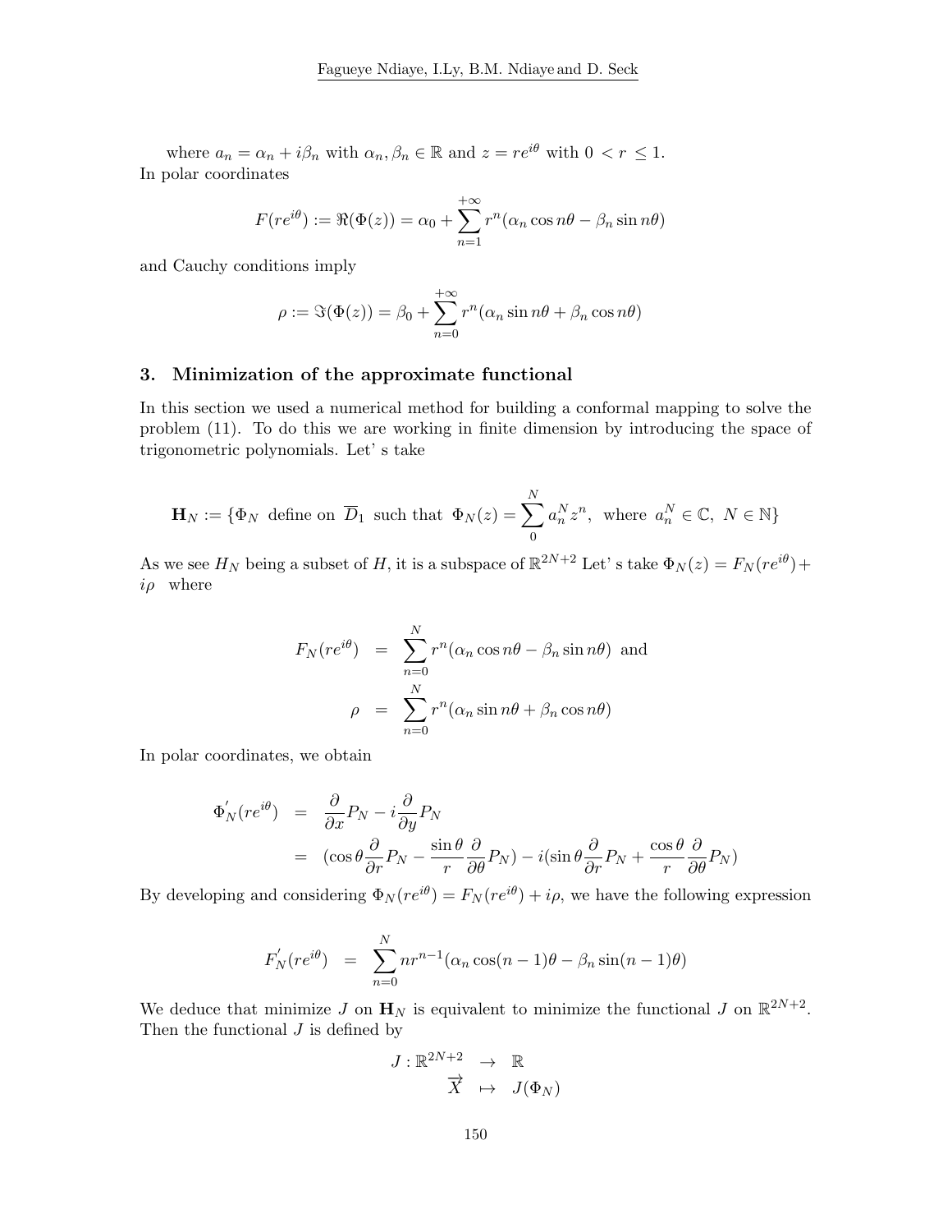where $a_n = \alpha_n + i\beta_n$ with $\alpha_n, \beta_n \in \mathbb{R}$ and $z = re^{i\theta}$ with $0 < r \leq 1$. In polar coordinates

$$F(re^{i\theta}) := \Re(\Phi(z)) = \alpha_0 + \sum_{n=1}^{+\infty} r^n(\alpha_n \cos n\theta - \beta_n \sin n\theta)$$

and Cauchy conditions imply

$$\rho := \Im(\Phi(z)) = \beta_0 + \sum_{n=0}^{+\infty} r^n(\alpha_n \sin n\theta + \beta_n \cos n\theta)$$

## 3. Minimization of the approximate functional

In this section we used a numerical method for building a conformal mapping to solve the problem (11). To do this we are working in finite dimension by introducing the space of trigonometric polynomials. Let' s take

$$\mathbf{H}_N := \{\Phi_N \text{ define on } \overline{D}_1 \text{ such that } \Phi_N(z) = \sum_{0}^{N} a_n^N z^n, \text{ where } a_n^N \in \mathbb{C},\ N \in \mathbb{N}\}$$

As we see $H_N$ being a subset of $H$, it is a subspace of $\mathbb{R}^{2N+2}$ Let' s take $\Phi_N(z) = F_N(re^{i\theta}) + i\rho$ where

$$\begin{aligned} F_N(re^{i\theta}) &= \sum_{n=0}^{N} r^n(\alpha_n \cos n\theta - \beta_n \sin n\theta) \text{ and} \\ \rho &= \sum_{n=0}^{N} r^n(\alpha_n \sin n\theta + \beta_n \cos n\theta) \end{aligned}$$

In polar coordinates, we obtain

$$\begin{aligned} \Phi_N'(re^{i\theta}) &= \frac{\partial}{\partial x}P_N - i\frac{\partial}{\partial y}P_N \\ &= (\cos\theta\frac{\partial}{\partial r}P_N - \frac{\sin\theta}{r}\frac{\partial}{\partial\theta}P_N) - i(\sin\theta\frac{\partial}{\partial r}P_N + \frac{\cos\theta}{r}\frac{\partial}{\partial\theta}P_N) \end{aligned}$$

By developing and considering $\Phi_N(re^{i\theta}) = F_N(re^{i\theta}) + i\rho$, we have the following expression

$$F_N'(re^{i\theta}) = \sum_{n=0}^{N} nr^{n-1}(\alpha_n \cos(n-1)\theta - \beta_n \sin(n-1)\theta)$$

We deduce that minimize $J$ on $\mathbf{H}_N$ is equivalent to minimize the functional $J$ on $\mathbb{R}^{2N+2}$. Then the functional $J$ is defined by

$$\begin{aligned} J : \mathbb{R}^{2N+2} &\to \mathbb{R} \\ \overrightarrow{X} &\mapsto J(\Phi_N) \end{aligned}$$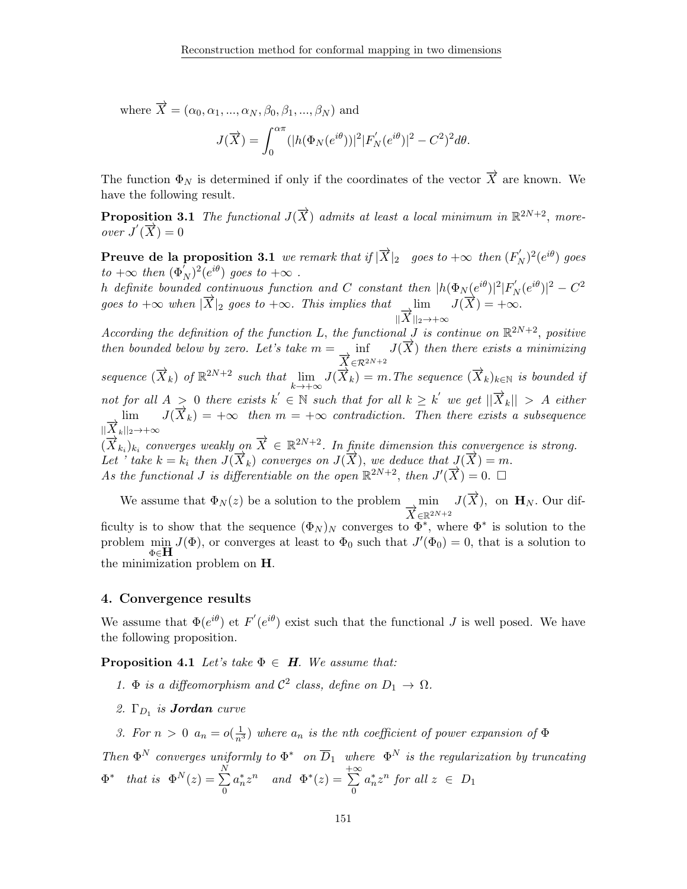where $\overrightarrow{X} = (\alpha_0, \alpha_1, ..., \alpha_N, \beta_0, \beta_1, ..., \beta_N)$ and

$$J(\overrightarrow{X}) = \int_0^{\alpha\pi} (|h(\Phi_N(e^{i\theta}))|^2 |F_N^{'}(e^{i\theta})|^2 - C^2)^2 d\theta.$$

The function $\Phi_N$ is determined if only if the coordinates of the vector $\overrightarrow{X}$ are known. We have the following result.

**Proposition 3.1** *The functional $J(\overrightarrow{X})$ admits at least a local minimum in $\mathbb{R}^{2N+2}$, moreover $J^{'}(\overrightarrow{X}) = 0$*

**Preuve de la proposition 3.1** *we remark that if $|\overrightarrow{X}|_2$ goes to $+\infty$ then $(F_N^{'})^2(e^{i\theta})$ goes to $+\infty$ then $(\Phi_N^{'})^2(e^{i\theta})$ goes to $+\infty$ .*
*$h$ definite bounded continuous function and $C$ constant then $|h(\Phi_N(e^{i\theta})|^2 |F_N^{'}(e^{i\theta})|^2 - C^2$ goes to $+\infty$ when $|\overrightarrow{X}|_2$ goes to $+\infty$. This implies that $\lim\limits_{||\overrightarrow{X}||_2 \to +\infty} J(\overrightarrow{X}) = +\infty$.*
*According the definition of the function $L$, the functional $J$ is continue on $\mathbb{R}^{2N+2}$, positive then bounded below by zero. Let's take $m = \inf\limits_{\overrightarrow{X} \in \mathcal{R}^{2N+2}} J(\overrightarrow{X})$ then there exists a minimizing sequence $(\overrightarrow{X}_k)$ of $\mathbb{R}^{2N+2}$ such that $\lim\limits_{k \to +\infty} J(\overrightarrow{X}_k) = m$. The sequence $(\overrightarrow{X}_k)_{k \in \mathbb{N}}$ is bounded if not for all $A > 0$ there exists $k^{'} \in \mathbb{N}$ such that for all $k \geq k^{'}$ we get $||\overrightarrow{X}_k|| > A$ either $\lim\limits_{||\overrightarrow{X}_k||_2 \to +\infty} J(\overrightarrow{X}_k) = +\infty$ then $m = +\infty$ contradiction. Then there exists a subsequence $(\overrightarrow{X}_{k_i})_{k_i}$ converges weakly on $\overrightarrow{X} \in \mathbb{R}^{2N+2}$. In finite dimension this convergence is strong.*
*Let ' take $k = k_i$ then $J(\overrightarrow{X}_k)$ converges on $J(\overrightarrow{X})$, we deduce that $J(\overrightarrow{X}) = m$.*
*As the functional $J$ is differentiable on the open $\mathbb{R}^{2N+2}$, then $J'(\overrightarrow{X}) = 0$.* $\square$

We assume that $\Phi_N(z)$ be a solution to the problem $\min\limits_{\overrightarrow{X} \in \mathbb{R}^{2N+2}} J(\overrightarrow{X})$, on $\mathbf{H}_N$. Our difficulty is to show that the sequence $(\Phi_N)_N$ converges to $\Phi^*$, where $\Phi^*$ is solution to the problem $\min\limits_{\Phi \in \mathbf{H}} J(\Phi)$, or converges at least to $\Phi_0$ such that $J'(\Phi_0) = 0$, that is a solution to the minimization problem on $\mathbf{H}$.

## 4. Convergence results

We assume that $\Phi(e^{i\theta})$ et $F^{'}(e^{i\theta})$ exist such that the functional $J$ is well posed. We have the following proposition.

**Proposition 4.1** *Let's take $\Phi \in$ **H**. We assume that:*

1. *$\Phi$ is a diffeomorphism and $\mathcal{C}^2$ class, define on $D_1 \to \Omega$.*
2. *$\Gamma_{D_1}$ is **Jordan** curve*
3. *For $n > 0$ $a_n = o(\frac{1}{n^3})$ where $a_n$ is the nth coefficient of power expansion of $\Phi$*

*Then $\Phi^N$ converges uniformly to $\Phi^*$ on $\overline{D}_1$ where $\Phi^N$ is the regularization by truncating $\Phi^*$ that is $\Phi^N(z) = \sum\limits_0^N a_n^* z^n$ and $\Phi^*(z) = \sum\limits_0^{+\infty} a_n^* z^n$ for all $z \in D_1$*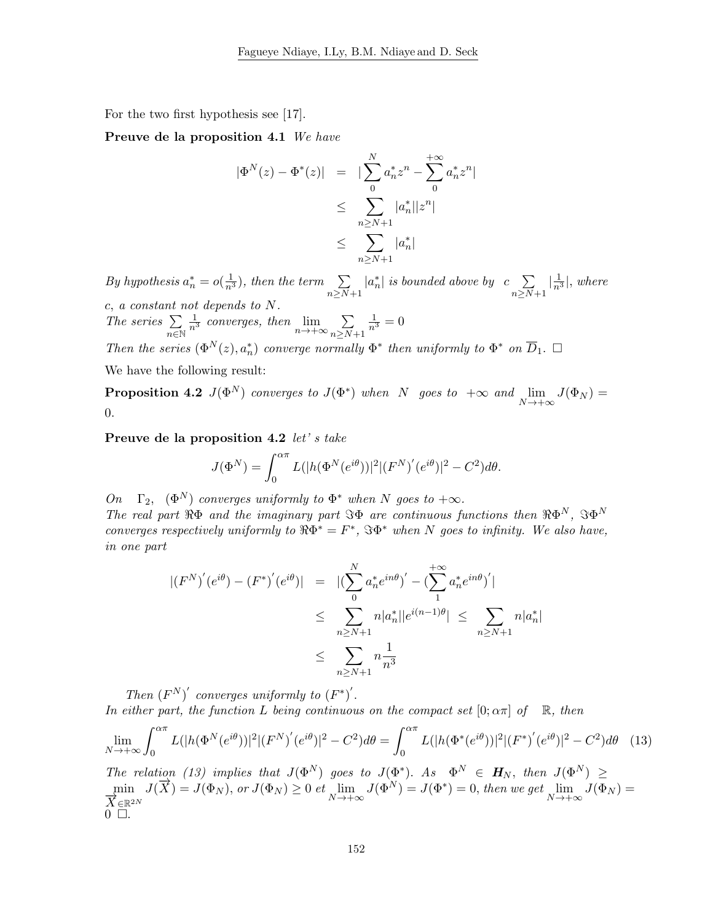For the two first hypothesis see [17].

**Preuve de la proposition 4.1** *We have*

$$
\begin{aligned}
|\Phi^N(z) - \Phi^*(z)| &= |\sum_0^N a_n^* z^n - \sum_0^{+\infty} a_n^* z^n| \\
&\leq \sum_{n \geq N+1} |a_n^*||z^n| \\
&\leq \sum_{n \geq N+1} |a_n^*|
\end{aligned}
$$

*By hypothesis $a_n^* = o(\frac{1}{n^3})$, then the term $\sum_{n\geq N+1} |a_n^*|$ is bounded above by $c \sum_{n \geq N+1} |\frac{1}{n^3}|$, where $c$, a constant not depends to $N$.*
*The series $\sum_{n\in\mathbb{N}} \frac{1}{n^3}$ converges, then $\lim_{n\to+\infty} \sum_{n\geq N+1} \frac{1}{n^3} = 0$*
*Then the series $(\Phi^N(z), a_n^*)$ converge normally $\Phi^*$ then uniformly to $\Phi^*$ on $\overline{D}_1$.* $\square$

We have the following result:

**Proposition 4.2** *$J(\Phi^N)$ converges to $J(\Phi^*)$ when $N$ goes to $+\infty$ and $\lim_{N\to+\infty} J(\Phi_N) = 0$.*

**Preuve de la proposition 4.2** *let' s take*

$$
J(\Phi^N) = \int_0^{\alpha\pi} L(|h(\Phi^N(e^{i\theta}))|^2 |{(F^N)}'(e^{i\theta})|^2 - C^2)d\theta.
$$

*On $\Gamma_2$, $(\Phi^N)$ converges uniformly to $\Phi^*$ when $N$ goes to $+\infty$.*
*The real part $\Re\Phi$ and the imaginary part $\Im\Phi$ are continuous functions then $\Re\Phi^N$, $\Im\Phi^N$ converges respectively uniformly to $\Re\Phi^* = F^*$, $\Im\Phi^*$ when $N$ goes to infinity. We also have, in one part*

$$
\begin{aligned}
|{(F^N)}'(e^{i\theta}) - {(F^*)}'(e^{i\theta})| &= |(\sum_0^N a_n^* e^{in\theta})' - (\sum_1^{+\infty} a_n^* e^{in\theta})'| \\
&\leq \sum_{n\geq N+1} n|a_n^*||e^{i(n-1)\theta}| \leq \sum_{n\geq N+1} n|a_n^*| \\
&\leq \sum_{n \geq N+1} n\frac{1}{n^3}
\end{aligned}
$$

*Then ${(F^N)}'$ converges uniformly to ${(F^*)}'$.*
*In either part, the function $L$ being continuous on the compact set $[0;\alpha\pi]$ of $\mathbb{R}$, then*

$$
\lim_{N\to+\infty} \int_0^{\alpha\pi} L(|h(\Phi^N(e^{i\theta}))|^2 |{(F^N)}'(e^{i\theta})|^2 - C^2)d\theta = \int_0^{\alpha\pi} L(|h(\Phi^*(e^{i\theta}))|^2 |{(F^*)}'(e^{i\theta})|^2 - C^2)d\theta \quad (13)
$$

*The relation (13) implies that $J(\Phi^N)$ goes to $J(\Phi^*)$. As $\Phi^N \in \boldsymbol{H}_N$, then $J(\Phi^N) \geq \min_{\overrightarrow{X}\in\mathbb{R}^{2N}} J(\overrightarrow{X}) = J(\Phi_N)$, or $J(\Phi_N) \geq 0$ et $\lim_{N\to+\infty} J(\Phi^N) = J(\Phi^*) = 0$, then we get $\lim_{N\to+\infty} J(\Phi_N) = 0$* $\square$.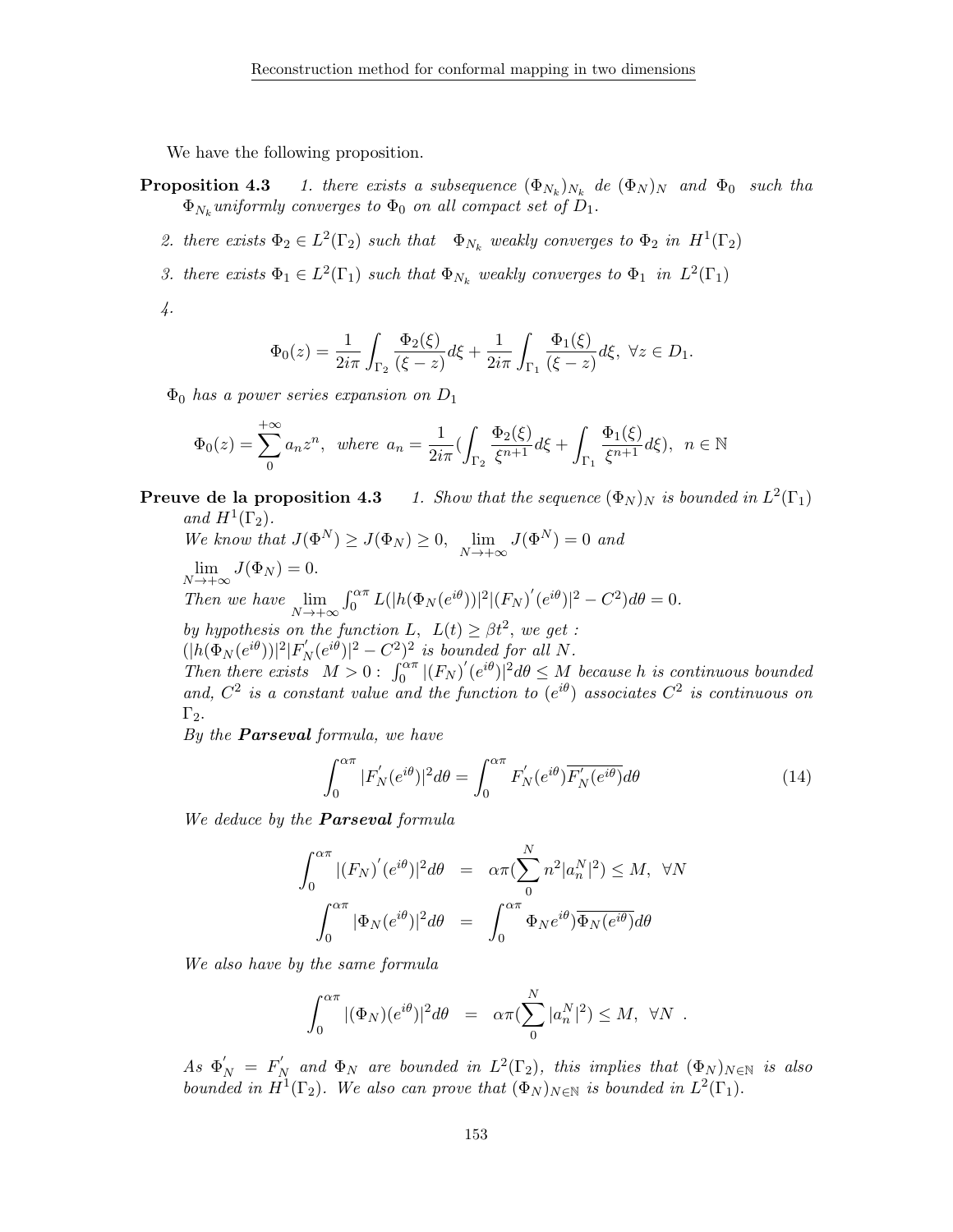We have the following proposition.

**Proposition 4.3** *1. there exists a subsequence $(\Phi_{N_k})_{N_k}$ de $(\Phi_N)_N$ and $\Phi_0$ such tha $\Phi_{N_k}$ uniformly converges to $\Phi_0$ on all compact set of $D_1$.*

*2. there exists $\Phi_2 \in L^2(\Gamma_2)$ such that $\Phi_{N_k}$ weakly converges to $\Phi_2$ in $H^1(\Gamma_2)$*

*3. there exists $\Phi_1 \in L^2(\Gamma_1)$ such that $\Phi_{N_k}$ weakly converges to $\Phi_1$ in $L^2(\Gamma_1)$*

*4.*

$$\Phi_0(z) = \frac{1}{2i\pi}\int_{\Gamma_2} \frac{\Phi_2(\xi)}{(\xi - z)} d\xi + \frac{1}{2i\pi}\int_{\Gamma_1} \frac{\Phi_1(\xi)}{(\xi - z)} d\xi, \ \forall z \in D_1.$$

*$\Phi_0$ has a power series expansion on $D_1$*

$$\Phi_0(z) = \sum_{0}^{+\infty} a_n z^n, \ \ where \ a_n = \frac{1}{2i\pi}\Big(\int_{\Gamma_2} \frac{\Phi_2(\xi)}{\xi^{n+1}} d\xi + \int_{\Gamma_1} \frac{\Phi_1(\xi)}{\xi^{n+1}} d\xi\Big), \ \ n \in \mathbb{N}$$

**Preuve de la proposition 4.3** *1. Show that the sequence $(\Phi_N)_N$ is bounded in $L^2(\Gamma_1)$ and $H^1(\Gamma_2)$.*
*We know that $J(\Phi^N) \geq J(\Phi_N) \geq 0$, $\lim\limits_{N\to+\infty} J(\Phi^N) = 0$ and $\lim\limits_{N\to+\infty} J(\Phi_N) = 0$.*
*Then we have $\lim\limits_{N\to+\infty} \int_0^{\alpha\pi} L(|h(\Phi_N(e^{i\theta}))|^2 |(F_N)'(e^{i\theta})|^2 - C^2) d\theta = 0$.*
*by hypothesis on the function $L$, $L(t) \geq \beta t^2$, we get :*
*$(|h(\Phi_N(e^{i\theta}))|^2 |F_N'(e^{i\theta})|^2 - C^2)^2$ is bounded for all $N$.*
*Then there exists $M > 0$ : $\int_0^{\alpha\pi} |(F_N)'(e^{i\theta})|^2 d\theta \leq M$ because $h$ is continuous bounded and, $C^2$ is a constant value and the function to $(e^{i\theta})$ associates $C^2$ is continuous on $\Gamma_2$.*
*By the **Parseval** formula, we have*

$$\int_0^{\alpha\pi} |F_N'(e^{i\theta})|^2 d\theta = \int_0^{\alpha\pi} F_N'(e^{i\theta}) \overline{F_N'(e^{i\theta})} d\theta \tag{14}$$

*We deduce by the **Parseval** formula*

$$\begin{aligned}
\int_0^{\alpha\pi} |(F_N)'(e^{i\theta})|^2 d\theta &= \alpha\pi\Big(\sum_{0}^{N} n^2 |a_n^N|^2\Big) \leq M, \ \ \forall N \\
\int_0^{\alpha\pi} |\Phi_N(e^{i\theta})|^2 d\theta &= \int_0^{\alpha\pi} \Phi_N e^{i\theta}) \overline{\Phi_N(e^{i\theta})} d\theta
\end{aligned}$$

*We also have by the same formula*

$$\int_0^{\alpha\pi} |(\Phi_N)(e^{i\theta})|^2 d\theta = \alpha\pi\Big(\sum_{0}^{N} |a_n^N|^2\Big) \leq M, \ \ \forall N \ .$$

*As $\Phi_N' = F_N'$ and $\Phi_N$ are bounded in $L^2(\Gamma_2)$, this implies that $(\Phi_N)_{N\in\mathbb{N}}$ is also bounded in $H^1(\Gamma_2)$. We also can prove that $(\Phi_N)_{N\in\mathbb{N}}$ is bounded in $L^2(\Gamma_1)$.*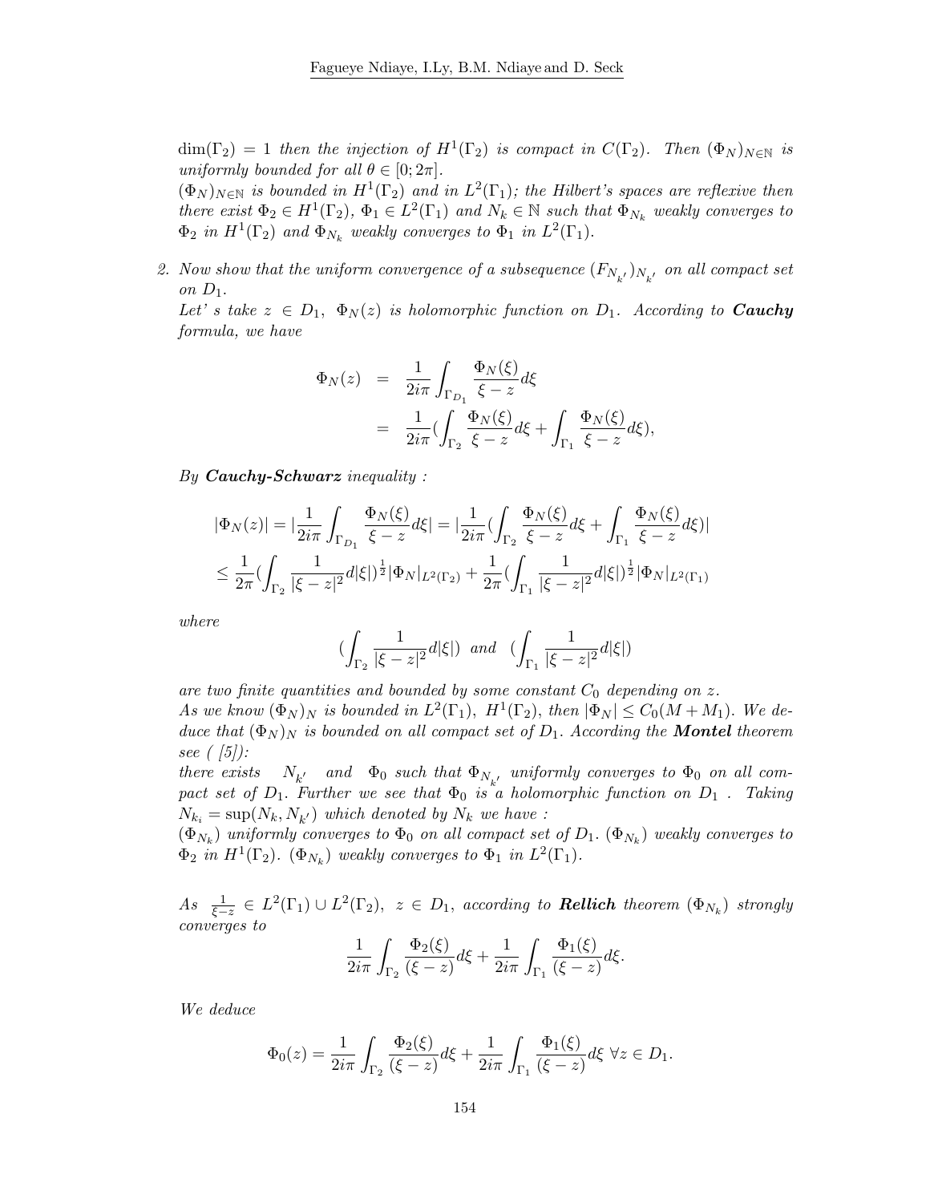*$\dim(\Gamma_2) = 1$ then the injection of $H^1(\Gamma_2)$ is compact in $C(\Gamma_2)$. Then $(\Phi_N)_{N\in\mathbb{N}}$ is uniformly bounded for all $\theta \in [0; 2\pi]$.*

*$(\Phi_N)_{N\in\mathbb{N}}$ is bounded in $H^1(\Gamma_2)$ and in $L^2(\Gamma_1)$; the Hilbert's spaces are reflexive then there exist $\Phi_2 \in H^1(\Gamma_2)$, $\Phi_1 \in L^2(\Gamma_1)$ and $N_k \in \mathbb{N}$ such that $\Phi_{N_k}$ weakly converges to $\Phi_2$ in $H^1(\Gamma_2)$ and $\Phi_{N_k}$ weakly converges to $\Phi_1$ in $L^2(\Gamma_1)$.*

2. *Now show that the uniform convergence of a subsequence $(F_{N_{k'}})_{N_{k'}}$ on all compact set on $D_1$.*

   *Let' s take $z \in D_1$, $\Phi_N(z)$ is holomorphic function on $D_1$. According to **Cauchy** formula, we have*

$$\begin{aligned}
\Phi_N(z) &= \frac{1}{2i\pi}\int_{\Gamma_{D_1}} \frac{\Phi_N(\xi)}{\xi - z} d\xi \\
&= \frac{1}{2i\pi}\Big(\int_{\Gamma_2} \frac{\Phi_N(\xi)}{\xi - z} d\xi + \int_{\Gamma_1} \frac{\Phi_N(\xi)}{\xi - z} d\xi\Big),
\end{aligned}$$

*By **Cauchy-Schwarz** inequality :*

$$\begin{aligned}
&|\Phi_N(z)| = \Big|\frac{1}{2i\pi}\int_{\Gamma_{D_1}} \frac{\Phi_N(\xi)}{\xi - z} d\xi\Big| = \Big|\frac{1}{2i\pi}\Big(\int_{\Gamma_2} \frac{\Phi_N(\xi)}{\xi - z} d\xi + \int_{\Gamma_1} \frac{\Phi_N(\xi)}{\xi - z} d\xi\Big)\Big| \\
&\leq \frac{1}{2\pi}\Big(\int_{\Gamma_2} \frac{1}{|\xi - z|^2} d|\xi|\Big)^{\frac{1}{2}} |\Phi_N|_{L^2(\Gamma_2)} + \frac{1}{2\pi}\Big(\int_{\Gamma_1} \frac{1}{|\xi - z|^2} d|\xi|\Big)^{\frac{1}{2}} |\Phi_N|_{L^2(\Gamma_1)}
\end{aligned}$$

*where*

$$\Big(\int_{\Gamma_2} \frac{1}{|\xi - z|^2} d|\xi|\Big) \ \ and \ \ \Big(\int_{\Gamma_1} \frac{1}{|\xi - z|^2} d|\xi|\Big)$$

*are two finite quantities and bounded by some constant $C_0$ depending on $z$.*

*As we know $(\Phi_N)_N$ is bounded in $L^2(\Gamma_1)$, $H^1(\Gamma_2)$, then $|\Phi_N| \leq C_0(M + M_1)$. We deduce that $(\Phi_N)_N$ is bounded on all compact set of $D_1$. According the **Montel** theorem see ( [5]):*

*there exists $N_{k'}$ and $\Phi_0$ such that $\Phi_{N_{k'}}$ uniformly converges to $\Phi_0$ on all compact set of $D_1$. Further we see that $\Phi_0$ is a holomorphic function on $D_1$ . Taking $N_{k_i} = \sup(N_k, N_{k'})$ which denoted by $N_k$ we have :*

*$(\Phi_{N_k})$ uniformly converges to $\Phi_0$ on all compact set of $D_1$. $(\Phi_{N_k})$ weakly converges to $\Phi_2$ in $H^1(\Gamma_2)$. $(\Phi_{N_k})$ weakly converges to $\Phi_1$ in $L^2(\Gamma_1)$.*

*As $\frac{1}{\xi - z} \in L^2(\Gamma_1) \cup L^2(\Gamma_2)$, $z \in D_1$, according to **Rellich** theorem $(\Phi_{N_k})$ strongly converges to*

$$\frac{1}{2i\pi}\int_{\Gamma_2} \frac{\Phi_2(\xi)}{(\xi - z)} d\xi + \frac{1}{2i\pi}\int_{\Gamma_1} \frac{\Phi_1(\xi)}{(\xi - z)} d\xi.$$

*We deduce*

$$\Phi_0(z) = \frac{1}{2i\pi}\int_{\Gamma_2} \frac{\Phi_2(\xi)}{(\xi - z)} d\xi + \frac{1}{2i\pi}\int_{\Gamma_1} \frac{\Phi_1(\xi)}{(\xi - z)} d\xi \ \forall z \in D_1.$$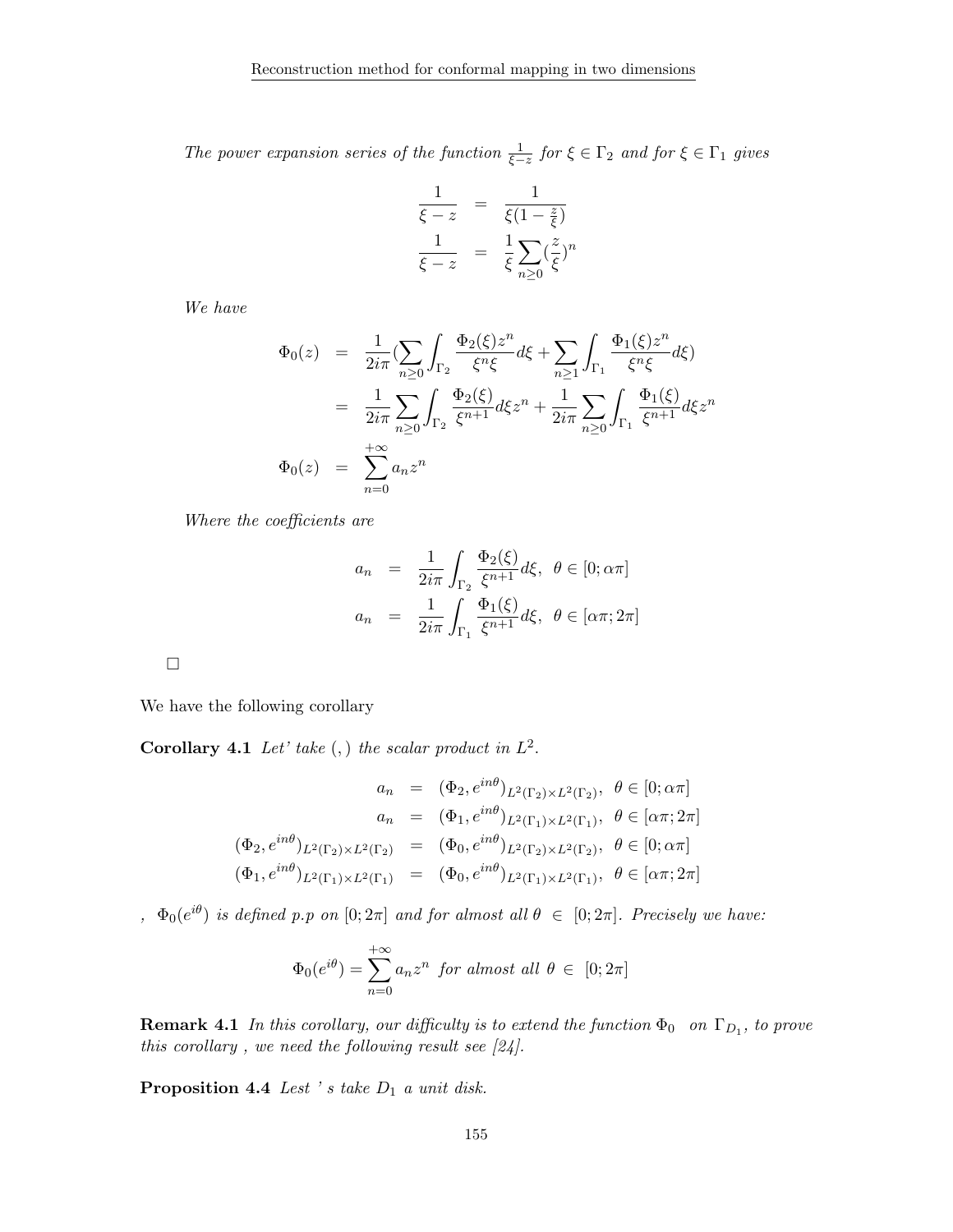*The power expansion series of the function $\frac{1}{\xi - z}$ for $\xi \in \Gamma_2$ and for $\xi \in \Gamma_1$ gives*

$$
\begin{aligned}
\frac{1}{\xi - z} &= \frac{1}{\xi(1 - \frac{z}{\xi})} \\
\frac{1}{\xi - z} &= \frac{1}{\xi} \sum_{n \geq 0} (\frac{z}{\xi})^n
\end{aligned}
$$

*We have*

$$
\begin{aligned}
\Phi_0(z) &= \frac{1}{2i\pi} (\sum_{n \geq 0} \int_{\Gamma_2} \frac{\Phi_2(\xi) z^n}{\xi^n \xi} d\xi + \sum_{n \geq 1} \int_{\Gamma_1} \frac{\Phi_1(\xi) z^n}{\xi^n \xi} d\xi) \\
&= \frac{1}{2i\pi} \sum_{n \geq 0} \int_{\Gamma_2} \frac{\Phi_2(\xi)}{\xi^{n+1}} d\xi z^n + \frac{1}{2i\pi} \sum_{n \geq 0} \int_{\Gamma_1} \frac{\Phi_1(\xi)}{\xi^{n+1}} d\xi z^n \\
\Phi_0(z) &= \sum_{n=0}^{+\infty} a_n z^n
\end{aligned}
$$

*Where the coefficients are*

$$
\begin{aligned}
a_n &= \frac{1}{2i\pi} \int_{\Gamma_2} \frac{\Phi_2(\xi)}{\xi^{n+1}} d\xi, \;\; \theta \in [0; \alpha\pi] \\
a_n &= \frac{1}{2i\pi} \int_{\Gamma_1} \frac{\Phi_1(\xi)}{\xi^{n+1}} d\xi, \;\; \theta \in [\alpha\pi; 2\pi]
\end{aligned}
$$

□

We have the following corollary

**Corollary 4.1** *Let' take $(,)$ the scalar product in $L^2$.*

$$
\begin{aligned}
a_n &= (\Phi_2, e^{in\theta})_{L^2(\Gamma_2) \times L^2(\Gamma_2)}, \;\; \theta \in [0; \alpha\pi] \\
a_n &= (\Phi_1, e^{in\theta})_{L^2(\Gamma_1) \times L^2(\Gamma_1)}, \;\; \theta \in [\alpha\pi; 2\pi] \\
(\Phi_2, e^{in\theta})_{L^2(\Gamma_2) \times L^2(\Gamma_2)} &= (\Phi_0, e^{in\theta})_{L^2(\Gamma_2) \times L^2(\Gamma_2)}, \;\; \theta \in [0; \alpha\pi] \\
(\Phi_1, e^{in\theta})_{L^2(\Gamma_1) \times L^2(\Gamma_1)} &= (\Phi_0, e^{in\theta})_{L^2(\Gamma_1) \times L^2(\Gamma_1)}, \;\; \theta \in [\alpha\pi; 2\pi]
\end{aligned}
$$

*, $\Phi_0(e^{i\theta})$ is defined p.p on $[0; 2\pi]$ and for almost all $\theta \in [0; 2\pi]$. Precisely we have:*

$$
\Phi_0(e^{i\theta}) = \sum_{n=0}^{+\infty} a_n z^n \text{ for almost all } \theta \in [0; 2\pi]
$$

**Remark 4.1** *In this corollary, our difficulty is to extend the function $\Phi_0$ on $\Gamma_{D_1}$, to prove this corollary , we need the following result see [24].*

**Proposition 4.4** *Lest ' s take $D_1$ a unit disk.*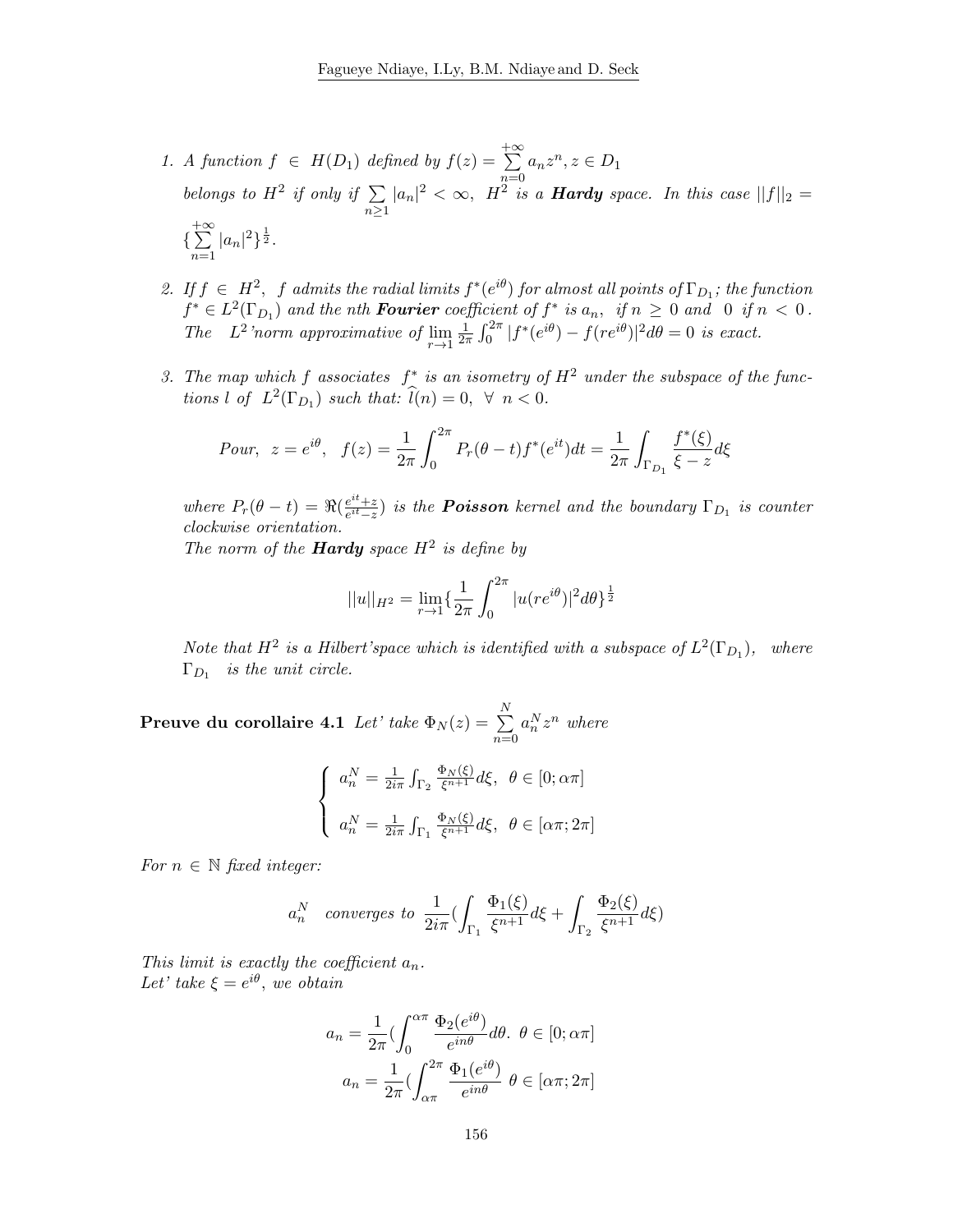1. *A function $f \in H(D_1)$ defined by $f(z) = \sum\limits_{n=0}^{+\infty} a_n z^n, z \in D_1$ belongs to $H^2$ if only if $\sum\limits_{n\geq 1} |a_n|^2 < \infty$, $H^2$ is a* ***Hardy*** *space. In this case $||f||_2 = \{\sum\limits_{n=1}^{+\infty} |a_n|^2\}^{\frac{1}{2}}$.*

2. *If $f \in H^2$, $f$ admits the radial limits $f^*(e^{i\theta})$ for almost all points of $\Gamma_{D_1}$; the function $f^* \in L^2(\Gamma_{D_1})$ and the nth* ***Fourier*** *coefficient of $f^*$ is $a_n$, if $n \geq 0$ and $0$ if $n < 0$. The $L^2$'norm approximative of $\lim\limits_{r\to 1} \frac{1}{2\pi}\int_0^{2\pi} |f^*(e^{i\theta}) - f(re^{i\theta})|^2 d\theta = 0$ is exact.*

3. *The map which $f$ associates $f^*$ is an isometry of $H^2$ under the subspace of the functions $l$ of $L^2(\Gamma_{D_1})$ such that: $\widehat{l}(n) = 0, \ \forall \ n < 0$.*

$$Pour, \ \ z = e^{i\theta}, \ \ f(z) = \frac{1}{2\pi}\int_0^{2\pi} P_r(\theta - t) f^*(e^{it})dt = \frac{1}{2\pi}\int_{\Gamma_{D_1}} \frac{f^*(\xi)}{\xi - z} d\xi$$

*where $P_r(\theta - t) = \Re(\frac{e^{it}+z}{e^{it}-z})$ is the* ***Poisson*** *kernel and the boundary $\Gamma_{D_1}$ is counter clockwise orientation.*
*The norm of the* ***Hardy*** *space $H^2$ is define by*

$$||u||_{H^2} = \lim_{r\to 1}\{\frac{1}{2\pi}\int_0^{2\pi} |u(re^{i\theta})|^2 d\theta\}^{\frac{1}{2}}$$

*Note that $H^2$ is a Hilbert'space which is identified with a subspace of $L^2(\Gamma_{D_1})$, where $\Gamma_{D_1}$ is the unit circle.*

**Preuve du corollaire 4.1** *Let' take $\Phi_N(z) = \sum\limits_{n=0}^{N} a_n^N z^n$ where*

$$\begin{cases} a_n^N = \frac{1}{2i\pi}\int_{\Gamma_2} \frac{\Phi_N(\xi)}{\xi^{n+1}} d\xi, \ \ \theta \in [0; \alpha\pi] \\ \\ a_n^N = \frac{1}{2i\pi}\int_{\Gamma_1} \frac{\Phi_N(\xi)}{\xi^{n+1}} d\xi, \ \ \theta \in [\alpha\pi; 2\pi] \end{cases}$$

*For $n \in \mathbb{N}$ fixed integer:*

$$a_n^N \quad converges \ to \ \ \frac{1}{2i\pi}(\int_{\Gamma_1} \frac{\Phi_1(\xi)}{\xi^{n+1}} d\xi + \int_{\Gamma_2} \frac{\Phi_2(\xi)}{\xi^{n+1}} d\xi)$$

*This limit is exactly the coefficient $a_n$.*
*Let' take $\xi = e^{i\theta}$, we obtain*

$$a_n = \frac{1}{2\pi}(\int_0^{\alpha\pi} \frac{\Phi_2(e^{i\theta})}{e^{in\theta}} d\theta. \ \theta \in [0; \alpha\pi]$$
$$a_n = \frac{1}{2\pi}(\int_{\alpha\pi}^{2\pi} \frac{\Phi_1(e^{i\theta})}{e^{in\theta}} \ \theta \in [\alpha\pi; 2\pi]$$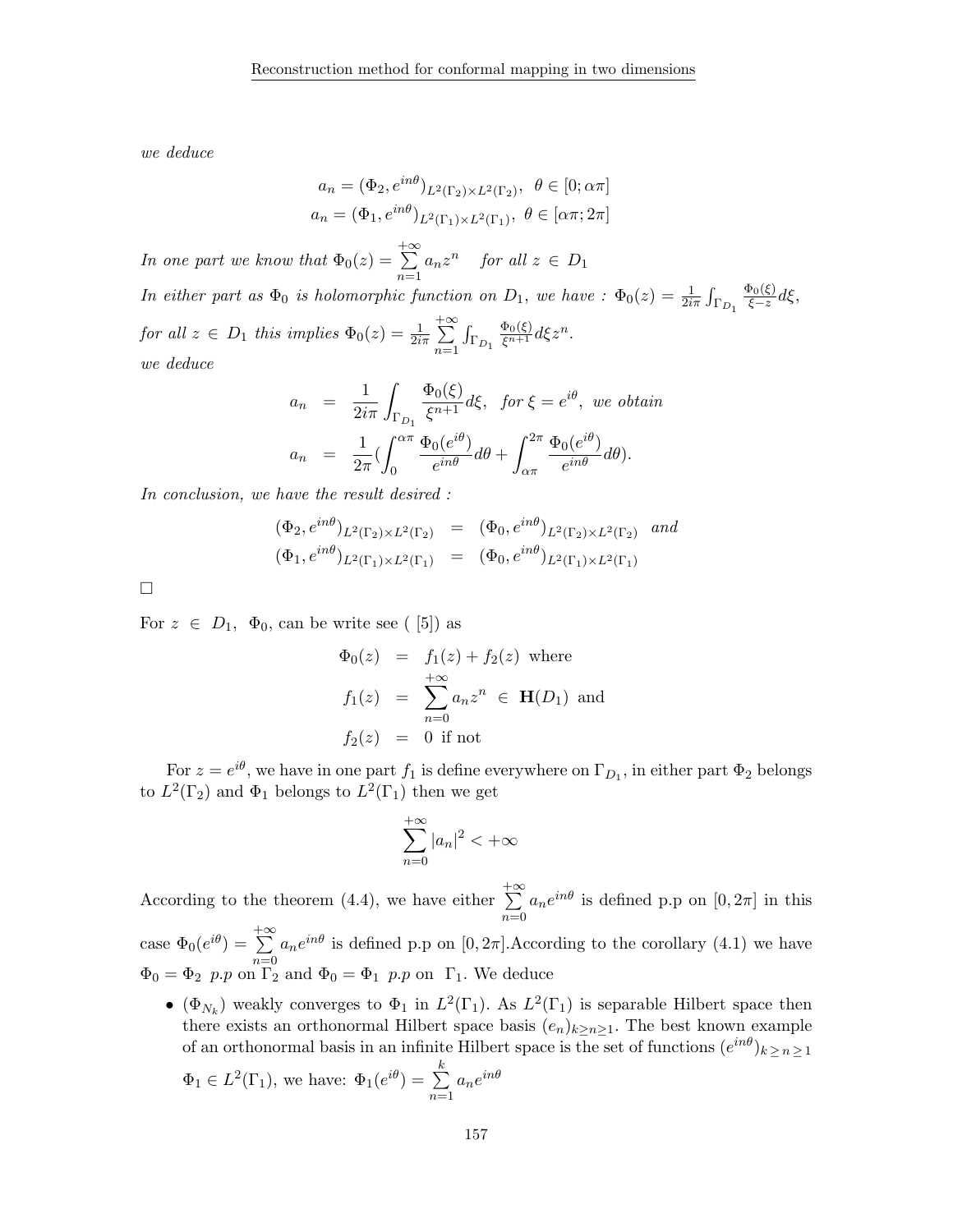*we deduce*

$$a_n = (\Phi_2, e^{in\theta})_{L^2(\Gamma_2)\times L^2(\Gamma_2)}, \ \ \theta \in [0; \alpha\pi]$$
$$a_n = (\Phi_1, e^{in\theta})_{L^2(\Gamma_1)\times L^2(\Gamma_1)}, \ \ \theta \in [\alpha\pi; 2\pi]$$

*In one part we know that* $\Phi_0(z) = \sum_{n=1}^{+\infty} a_n z^n$ *for all* $z \in D_1$

*In either part as* $\Phi_0$ *is holomorphic function on* $D_1$*, we have :* $\Phi_0(z) = \frac{1}{2i\pi}\int_{\Gamma_{D_1}} \frac{\Phi_0(\xi)}{\xi - z} d\xi$*, for all* $z \in D_1$ *this implies* $\Phi_0(z) = \frac{1}{2i\pi}\sum_{n=1}^{+\infty}\int_{\Gamma_{D_1}} \frac{\Phi_0(\xi)}{\xi^{n+1}} d\xi z^n$*.*

*we deduce*

$$\begin{aligned} a_n &= \frac{1}{2i\pi}\int_{\Gamma_{D_1}} \frac{\Phi_0(\xi)}{\xi^{n+1}} d\xi, \ \ \textit{for } \xi = e^{i\theta}, \ \textit{we obtain} \\ a_n &= \frac{1}{2\pi}\left(\int_0^{\alpha\pi} \frac{\Phi_0(e^{i\theta})}{e^{in\theta}} d\theta + \int_{\alpha\pi}^{2\pi} \frac{\Phi_0(e^{i\theta})}{e^{in\theta}} d\theta\right). \end{aligned}$$

*In conclusion, we have the result desired :*

$$\begin{aligned} (\Phi_2, e^{in\theta})_{L^2(\Gamma_2)\times L^2(\Gamma_2)} &= (\Phi_0, e^{in\theta})_{L^2(\Gamma_2)\times L^2(\Gamma_2)} \ \ \textit{and} \\ (\Phi_1, e^{in\theta})_{L^2(\Gamma_1)\times L^2(\Gamma_1)} &= (\Phi_0, e^{in\theta})_{L^2(\Gamma_1)\times L^2(\Gamma_1)} \end{aligned}$$

□

For $z \in D_1$, $\Phi_0$, can be write see ( [5]) as

$$\begin{aligned} \Phi_0(z) &= f_1(z) + f_2(z) \ \text{ where} \\ f_1(z) &= \sum_{n=0}^{+\infty} a_n z^n \ \in \ \mathbf{H}(D_1) \ \text{ and} \\ f_2(z) &= 0 \ \text{ if not} \end{aligned}$$

For $z = e^{i\theta}$, we have in one part $f_1$ is define everywhere on $\Gamma_{D_1}$, in either part $\Phi_2$ belongs to $L^2(\Gamma_2)$ and $\Phi_1$ belongs to $L^2(\Gamma_1)$ then we get

$$\sum_{n=0}^{+\infty} |a_n|^2 < +\infty$$

According to the theorem (4.4), we have either $\sum_{n=0}^{+\infty} a_n e^{in\theta}$ is defined p.p on $[0, 2\pi]$ in this case $\Phi_0(e^{i\theta}) = \sum_{n=0}^{+\infty} a_n e^{in\theta}$ is defined p.p on $[0, 2\pi]$.According to the corollary (4.1) we have $\Phi_0 = \Phi_2$ $p.p$ on $\Gamma_2$ and $\Phi_0 = \Phi_1$ $p.p$ on $\Gamma_1$. We deduce

- $(\Phi_{N_k})$ weakly converges to $\Phi_1$ in $L^2(\Gamma_1)$. As $L^2(\Gamma_1)$ is separable Hilbert space then there exists an orthonormal Hilbert space basis $(e_n)_{k\geq n\geq 1}$. The best known example of an orthonormal basis in an infinite Hilbert space is the set of functions $(e^{in\theta})_{k\geq n\geq 1}$ $\Phi_1 \in L^2(\Gamma_1)$, we have: $\Phi_1(e^{i\theta}) = \sum_{n=1}^{k} a_n e^{in\theta}$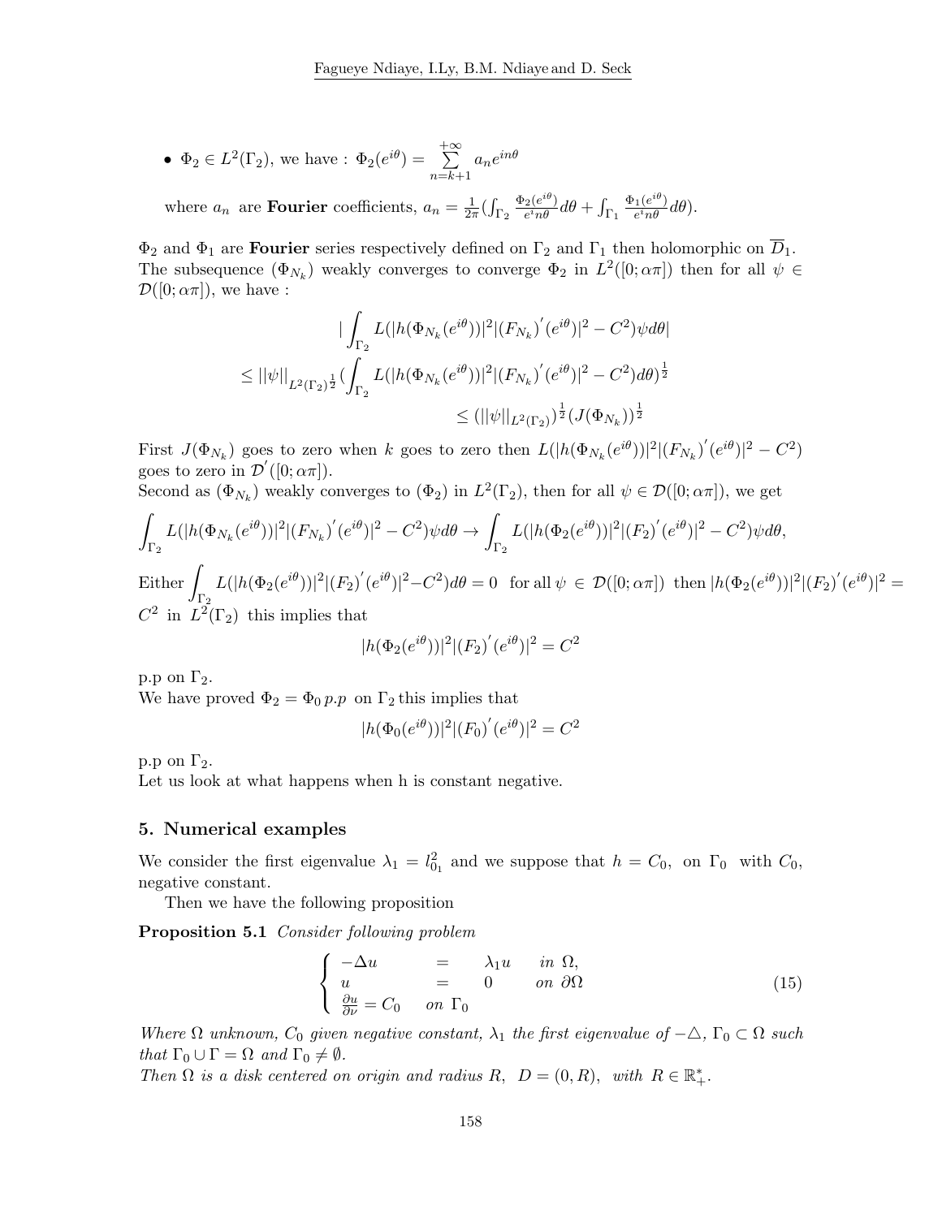- $\Phi_2 \in L^2(\Gamma_2)$, we have : $\Phi_2(e^{i\theta}) = \sum\limits_{n=k+1}^{+\infty} a_n e^{in\theta}$

  where $a_n$ are **Fourier** coefficients, $a_n = \frac{1}{2\pi}(\int_{\Gamma_2} \frac{\Phi_2(e^{i\theta})}{e^i n\theta} d\theta + \int_{\Gamma_1} \frac{\Phi_1(e^{i\theta})}{e^i n\theta} d\theta)$.

$\Phi_2$ and $\Phi_1$ are **Fourier** series respectively defined on $\Gamma_2$ and $\Gamma_1$ then holomorphic on $\overline{D}_1$.
The subsequence $(\Phi_{N_k})$ weakly converges to converge $\Phi_2$ in $L^2([0;\alpha\pi])$ then for all $\psi \in \mathcal{D}([0;\alpha\pi])$, we have :

$$
\begin{aligned}
&|\int_{\Gamma_2} L(|h(\Phi_{N_k}(e^{i\theta}))|^2 |(F_{N_k})^{'}(e^{i\theta})|^2 - C^2)\psi d\theta| \\
\leq ||\psi||_{L^2(\Gamma_2)^{\frac{1}{2}}} &(\int_{\Gamma_2} L(|h(\Phi_{N_k}(e^{i\theta}))|^2 |(F_{N_k})^{'}(e^{i\theta})|^2 - C^2) d\theta)^{\frac{1}{2}} \\
&\leq (||\psi||_{L^2(\Gamma_2)})^{\frac{1}{2}} (J(\Phi_{N_k}))^{\frac{1}{2}}
\end{aligned}
$$

First $J(\Phi_{N_k})$ goes to zero when $k$ goes to zero then $L(|h(\Phi_{N_k}(e^{i\theta}))|^2 |(F_{N_k})^{'}(e^{i\theta})|^2 - C^2)$ goes to zero in $\mathcal{D}^{'}([0;\alpha\pi])$.
Second as $(\Phi_{N_k})$ weakly converges to $(\Phi_2)$ in $L^2(\Gamma_2)$, then for all $\psi \in \mathcal{D}([0;\alpha\pi])$, we get

$$
\int_{\Gamma_2} L(|h(\Phi_{N_k}(e^{i\theta}))|^2 |(F_{N_k})^{'}(e^{i\theta})|^2 - C^2)\psi d\theta \to \int_{\Gamma_2} L(|h(\Phi_2(e^{i\theta}))|^2 |(F_2)^{'}(e^{i\theta})|^2 - C^2)\psi d\theta,
$$

Either $\int_{\Gamma_2} L(|h(\Phi_2(e^{i\theta}))|^2 |(F_2)^{'}(e^{i\theta})|^2 - C^2) d\theta = 0$ for all $\psi \in \mathcal{D}([0;\alpha\pi])$ then $|h(\Phi_2(e^{i\theta}))|^2 |(F_2)^{'}(e^{i\theta})|^2 = C^2$ in $L^2(\Gamma_2)$ this implies that

$$
|h(\Phi_2(e^{i\theta}))|^2 |(F_2)^{'}(e^{i\theta})|^2 = C^2
$$

p.p on $\Gamma_2$.
We have proved $\Phi_2 = \Phi_0$ *p.p* on $\Gamma_2$ this implies that

$$
|h(\Phi_0(e^{i\theta}))|^2 |(F_0)^{'}(e^{i\theta})|^2 = C^2
$$

p.p on $\Gamma_2$.
Let us look at what happens when h is constant negative.

## 5. Numerical examples

We consider the first eigenvalue $\lambda_1 = l_{01}^2$ and we suppose that $h = C_0$, on $\Gamma_0$ with $C_0$, negative constant.

Then we have the following proposition

**Proposition 5.1** *Consider following problem*

$$
\left\{
\begin{array}{lcll}
-\Delta u & = & \lambda_1 u & in\ \Omega, \\
u & = & 0 & on\ \partial\Omega \\
\frac{\partial u}{\partial \nu} = C_0 & on\ \Gamma_0 & &
\end{array}
\right. \tag{15}
$$

*Where $\Omega$ unknown, $C_0$ given negative constant, $\lambda_1$ the first eigenvalue of $-\triangle$, $\Gamma_0 \subset \Omega$ such that $\Gamma_0 \cup \Gamma = \Omega$ and $\Gamma_0 \neq \emptyset$.*
*Then $\Omega$ is a disk centered on origin and radius $R$, $D = (0, R)$, with $R \in \mathbb{R}_+^*$.*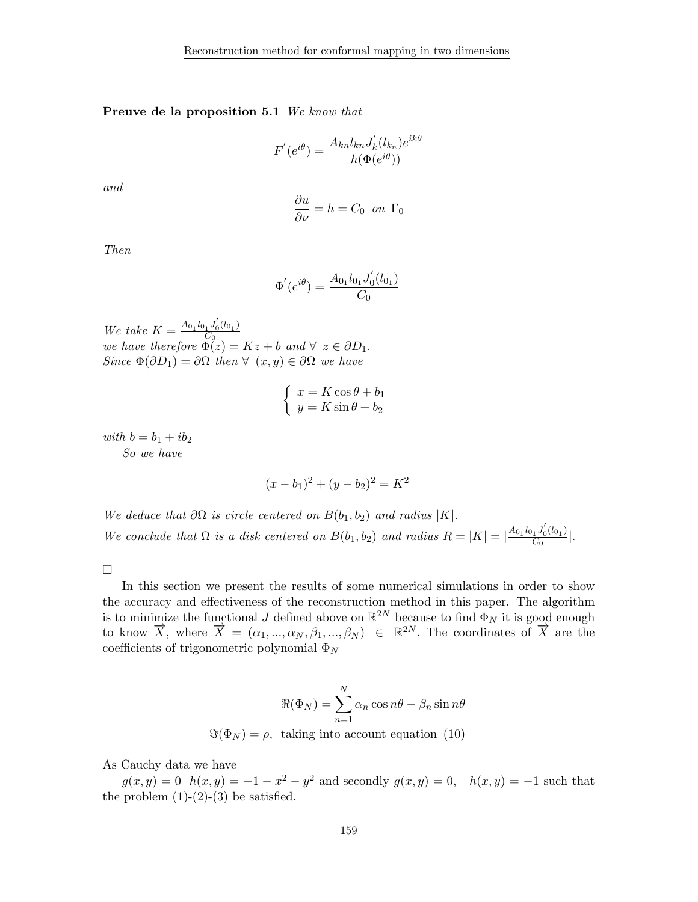**Preuve de la proposition 5.1** *We know that*

$$F^{'}(e^{i\theta}) = \frac{A_{kn} l_{kn} J_k^{'}(l_{k_n}) e^{ik\theta}}{h(\Phi(e^{i\theta}))}$$

*and*

$$\frac{\partial u}{\partial \nu} = h = C_0 \ \ on \ \Gamma_0$$

*Then*

$$\Phi^{'}(e^{i\theta}) = \frac{A_{0_1} l_{0_1} J_0^{'}(l_{0_1})}{C_0}$$

*We take* $K = \frac{A_{0_1} l_{0_1} J_0^{'}(l_{0_1})}{C_0}$
*we have therefore* $\Phi(z) = Kz + b$ *and* $\forall \ z \in \partial D_1$.
*Since* $\Phi(\partial D_1) = \partial\Omega$ *then* $\forall \ (x, y) \in \partial\Omega$ *we have*

$$\begin{cases} x = K\cos\theta + b_1 \\ y = K\sin\theta + b_2 \end{cases}$$

*with* $b = b_1 + ib_2$
*So we have*

$$(x - b_1)^2 + (y - b_2)^2 = K^2$$

*We deduce that* $\partial\Omega$ *is circle centered on* $B(b_1, b_2)$ *and radius* $|K|$.
*We conclude that* $\Omega$ *is a disk centered on* $B(b_1, b_2)$ *and radius* $R = |K| = |\frac{A_{0_1} l_{0_1} J_0^{'}(l_{0_1})}{C_0}|$.

□

In this section we present the results of some numerical simulations in order to show the accuracy and effectiveness of the reconstruction method in this paper. The algorithm is to minimize the functional $J$ defined above on $\mathbb{R}^{2N}$ because to find $\Phi_N$ it is good enough to know $\overrightarrow{X}$, where $\overrightarrow{X} = (\alpha_1, ..., \alpha_N, \beta_1, ..., \beta_N) \in \mathbb{R}^{2N}$. The coordinates of $\overrightarrow{X}$ are the coefficients of trigonometric polynomial $\Phi_N$

$$\Re(\Phi_N) = \sum_{n=1}^{N} \alpha_n \cos n\theta - \beta_n \sin n\theta$$

$$\Im(\Phi_N) = \rho, \ \text{taking into account equation (10)}$$

As Cauchy data we have

$g(x, y) = 0 \ \ h(x, y) = -1 - x^2 - y^2$ and secondly $g(x, y) = 0, \ \ h(x, y) = -1$ such that the problem (1)-(2)-(3) be satisfied.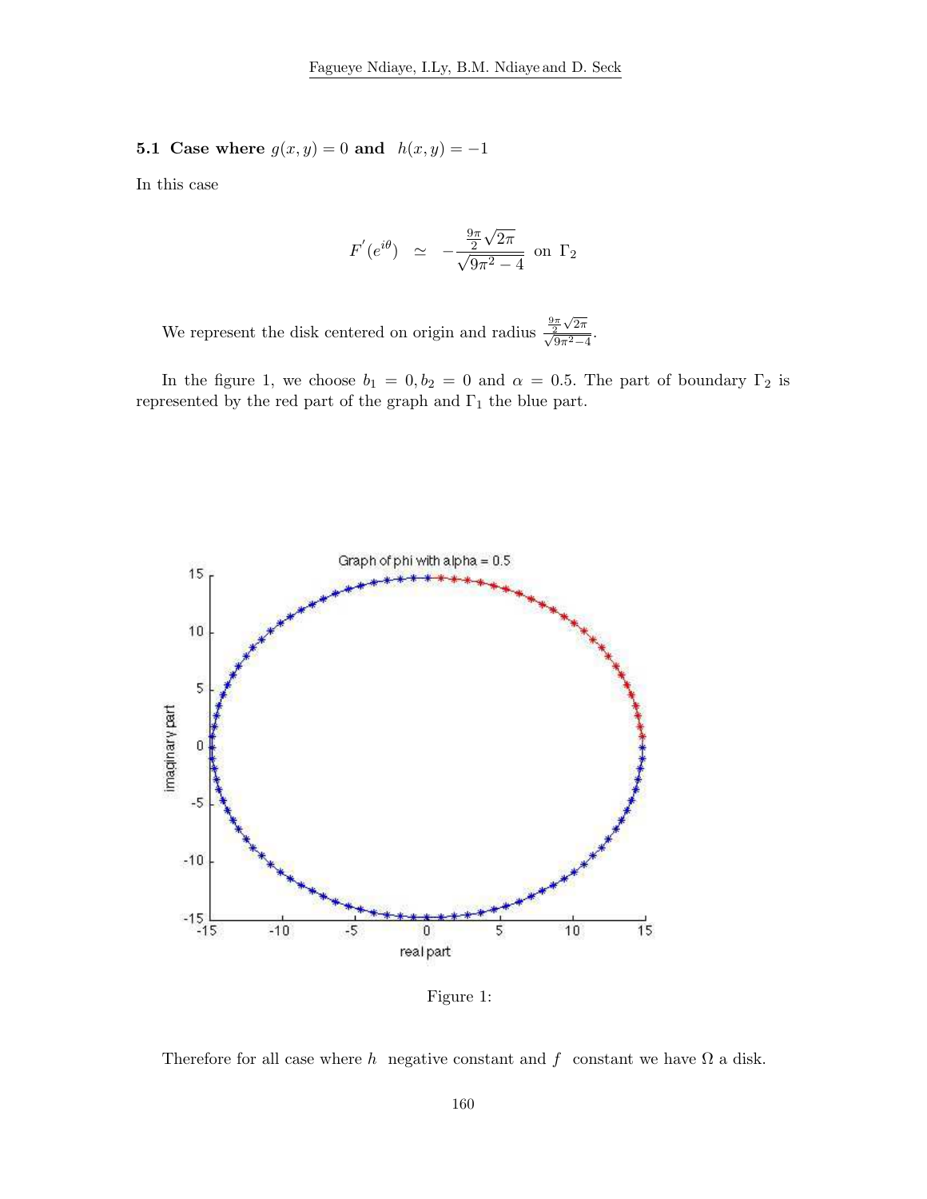### 5.1 Case where $g(x, y) = 0$ and $h(x, y) = -1$

In this case

$$F'(e^{i\theta}) \simeq -\frac{\frac{9\pi}{2}\sqrt{2\pi}}{\sqrt{9\pi^2 - 4}} \text{ on } \Gamma_2$$

We represent the disk centered on origin and radius $\frac{\frac{9\pi}{2}\sqrt{2\pi}}{\sqrt{9\pi^2-4}}$.

In the figure 1, we choose $b_1 = 0, b_2 = 0$ and $\alpha = 0.5$. The part of boundary $\Gamma_2$ is represented by the red part of the graph and $\Gamma_1$ the blue part.

Figure 1:

Therefore for all case where $h$ negative constant and $f$ constant we have $\Omega$ a disk.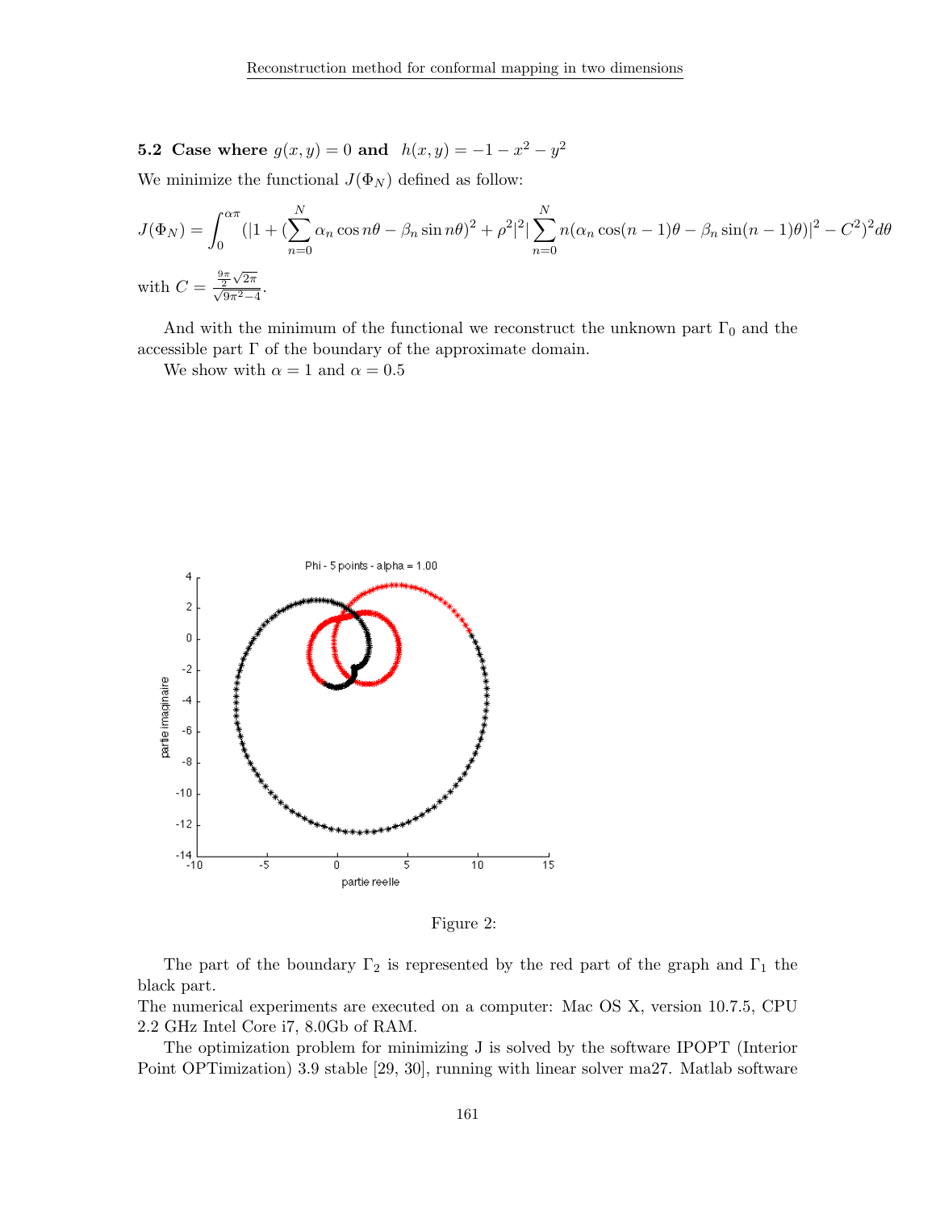### 5.2 Case where $g(x,y) = 0$ and $h(x,y) = -1 - x^2 - y^2$

We minimize the functional $J(\Phi_N)$ defined as follow:

$$J(\Phi_N) = \int_0^{\alpha\pi} (|1 + (\sum_{n=0}^{N} \alpha_n \cos n\theta - \beta_n \sin n\theta)^2 + \rho^2 |^2 | \sum_{n=0}^{N} n(\alpha_n \cos(n-1)\theta - \beta_n \sin(n-1)\theta)|^2 - C^2)^2 d\theta$$

with $C = \frac{\frac{9\pi}{2}\sqrt{2\pi}}{\sqrt{9\pi^2 - 4}}$.

And with the minimum of the functional we reconstruct the unknown part $\Gamma_0$ and the accessible part $\Gamma$ of the boundary of the approximate domain.

We show with $\alpha = 1$ and $\alpha = 0.5$

Figure 2:

The part of the boundary $\Gamma_2$ is represented by the red part of the graph and $\Gamma_1$ the black part.

The numerical experiments are executed on a computer: Mac OS X, version 10.7.5, CPU 2.2 GHz Intel Core i7, 8.0Gb of RAM.

The optimization problem for minimizing J is solved by the software IPOPT (Interior Point OPTimization) 3.9 stable [29, 30], running with linear solver ma27. Matlab software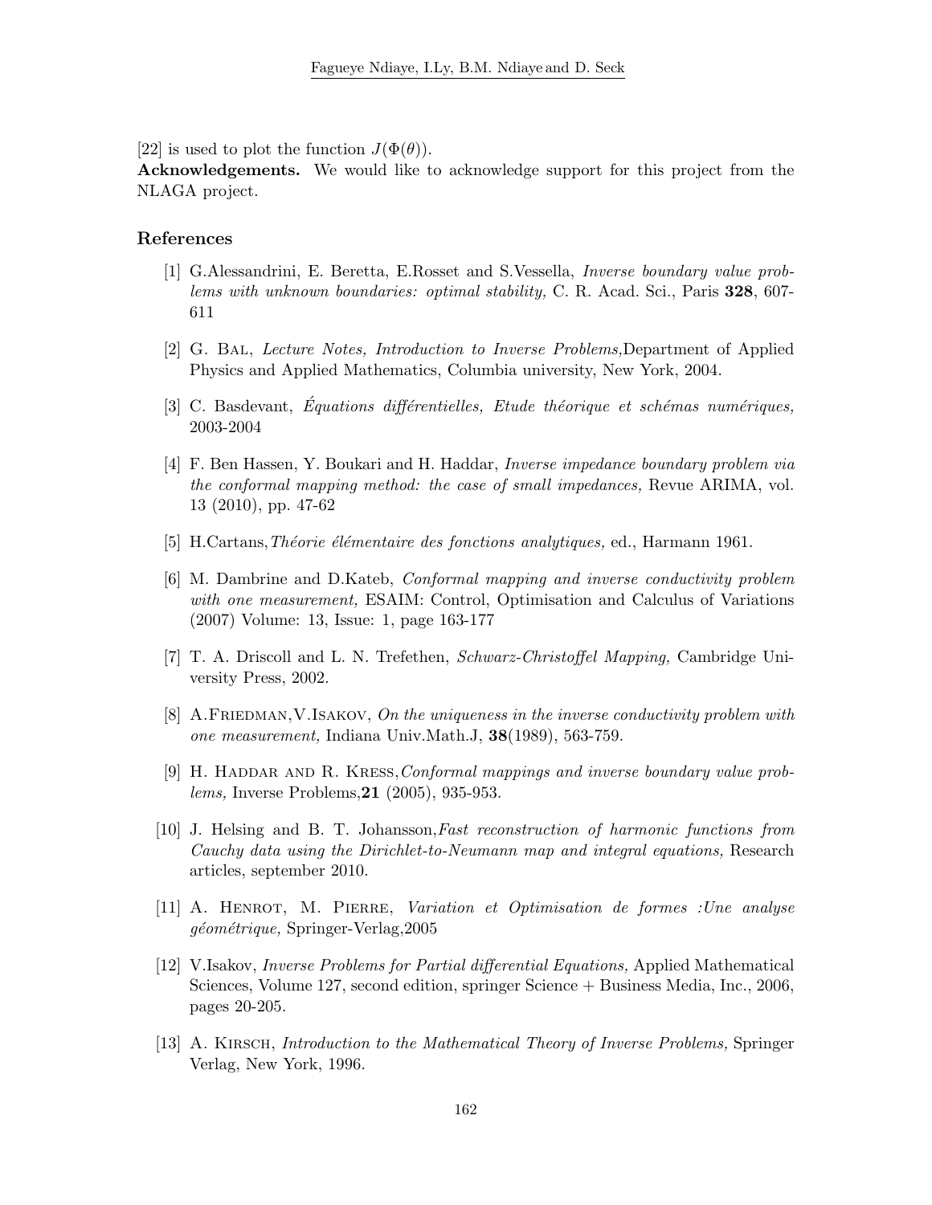[22] is used to plot the function $J(\Phi(\theta))$.

**Acknowledgements.** We would like to acknowledge support for this project from the NLAGA project.

## References

[1] G.Alessandrini, E. Beretta, E.Rosset and S.Vessella, *Inverse boundary value problems with unknown boundaries: optimal stability,* C. R. Acad. Sci., Paris **328**, 607-611

[2] G. Bal, *Lecture Notes, Introduction to Inverse Problems,*Department of Applied Physics and Applied Mathematics, Columbia university, New York, 2004.

[3] C. Basdevant, *Équations différentielles, Etude théorique et schémas numériques,* 2003-2004

[4] F. Ben Hassen, Y. Boukari and H. Haddar, *Inverse impedance boundary problem via the conformal mapping method: the case of small impedances,* Revue ARIMA, vol. 13 (2010), pp. 47-62

[5] H.Cartans,*Théorie élémentaire des fonctions analytiques,* ed., Harmann 1961.

[6] M. Dambrine and D.Kateb, *Conformal mapping and inverse conductivity problem with one measurement,* ESAIM: Control, Optimisation and Calculus of Variations (2007) Volume: 13, Issue: 1, page 163-177

[7] T. A. Driscoll and L. N. Trefethen, *Schwarz-Christoffel Mapping,* Cambridge University Press, 2002.

[8] A.Friedman,V.Isakov, *On the uniqueness in the inverse conductivity problem with one measurement,* Indiana Univ.Math.J, **38**(1989), 563-759.

[9] H. Haddar and R. Kress,*Conformal mappings and inverse boundary value problems,* Inverse Problems,**21** (2005), 935-953.

[10] J. Helsing and B. T. Johansson,*Fast reconstruction of harmonic functions from Cauchy data using the Dirichlet-to-Neumann map and integral equations,* Research articles, september 2010.

[11] A. Henrot, M. Pierre, *Variation et Optimisation de formes :Une analyse géométrique,* Springer-Verlag,2005

[12] V.Isakov, *Inverse Problems for Partial differential Equations,* Applied Mathematical Sciences, Volume 127, second edition, springer Science + Business Media, Inc., 2006, pages 20-205.

[13] A. Kirsch, *Introduction to the Mathematical Theory of Inverse Problems,* Springer Verlag, New York, 1996.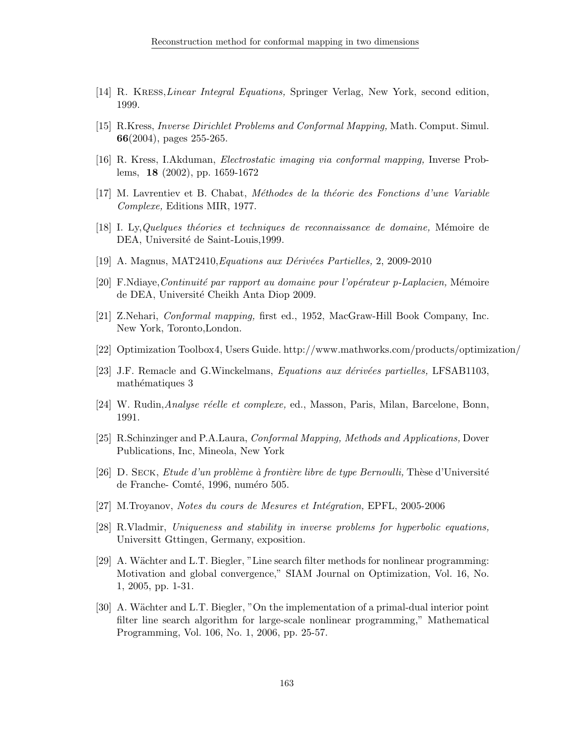[14] R. Kress, *Linear Integral Equations,* Springer Verlag, New York, second edition, 1999.

[15] R.Kress, *Inverse Dirichlet Problems and Conformal Mapping,* Math. Comput. Simul. **66**(2004), pages 255-265.

[16] R. Kress, I.Akduman, *Electrostatic imaging via conformal mapping,* Inverse Problems, **18** (2002), pp. 1659-1672

[17] M. Lavrentiev et B. Chabat, *Méthodes de la théorie des Fonctions d'une Variable Complexe,* Editions MIR, 1977.

[18] I. Ly, *Quelques théories et techniques de reconnaissance de domaine,* Mémoire de DEA, Université de Saint-Louis,1999.

[19] A. Magnus, MAT2410, *Equations aux Dérivées Partielles,* 2, 2009-2010

[20] F.Ndiaye, *Continuité par rapport au domaine pour l'opérateur p-Laplacien,* Mémoire de DEA, Université Cheikh Anta Diop 2009.

[21] Z.Nehari, *Conformal mapping,* first ed., 1952, MacGraw-Hill Book Company, Inc. New York, Toronto,London.

[22] Optimization Toolbox4, Users Guide. http://www.mathworks.com/products/optimization/

[23] J.F. Remacle and G.Winckelmans, *Equations aux dérivées partielles,* LFSAB1103, mathématiques 3

[24] W. Rudin, *Analyse réelle et complexe,* ed., Masson, Paris, Milan, Barcelone, Bonn, 1991.

[25] R.Schinzinger and P.A.Laura, *Conformal Mapping, Methods and Applications,* Dover Publications, Inc, Mineola, New York

[26] D. Seck, *Etude d'un problème à frontière libre de type Bernoulli,* Thèse d'Université de Franche- Comté, 1996, numéro 505.

[27] M.Troyanov, *Notes du cours de Mesures et Intégration,* EPFL, 2005-2006

[28] R.Vladmir, *Uniqueness and stability in inverse problems for hyperbolic equations,* Universitt Gttingen, Germany, exposition.

[29] A. Wächter and L.T. Biegler, "Line search filter methods for nonlinear programming: Motivation and global convergence," SIAM Journal on Optimization, Vol. 16, No. 1, 2005, pp. 1-31.

[30] A. Wächter and L.T. Biegler, "On the implementation of a primal-dual interior point filter line search algorithm for large-scale nonlinear programming," Mathematical Programming, Vol. 106, No. 1, 2006, pp. 25-57.